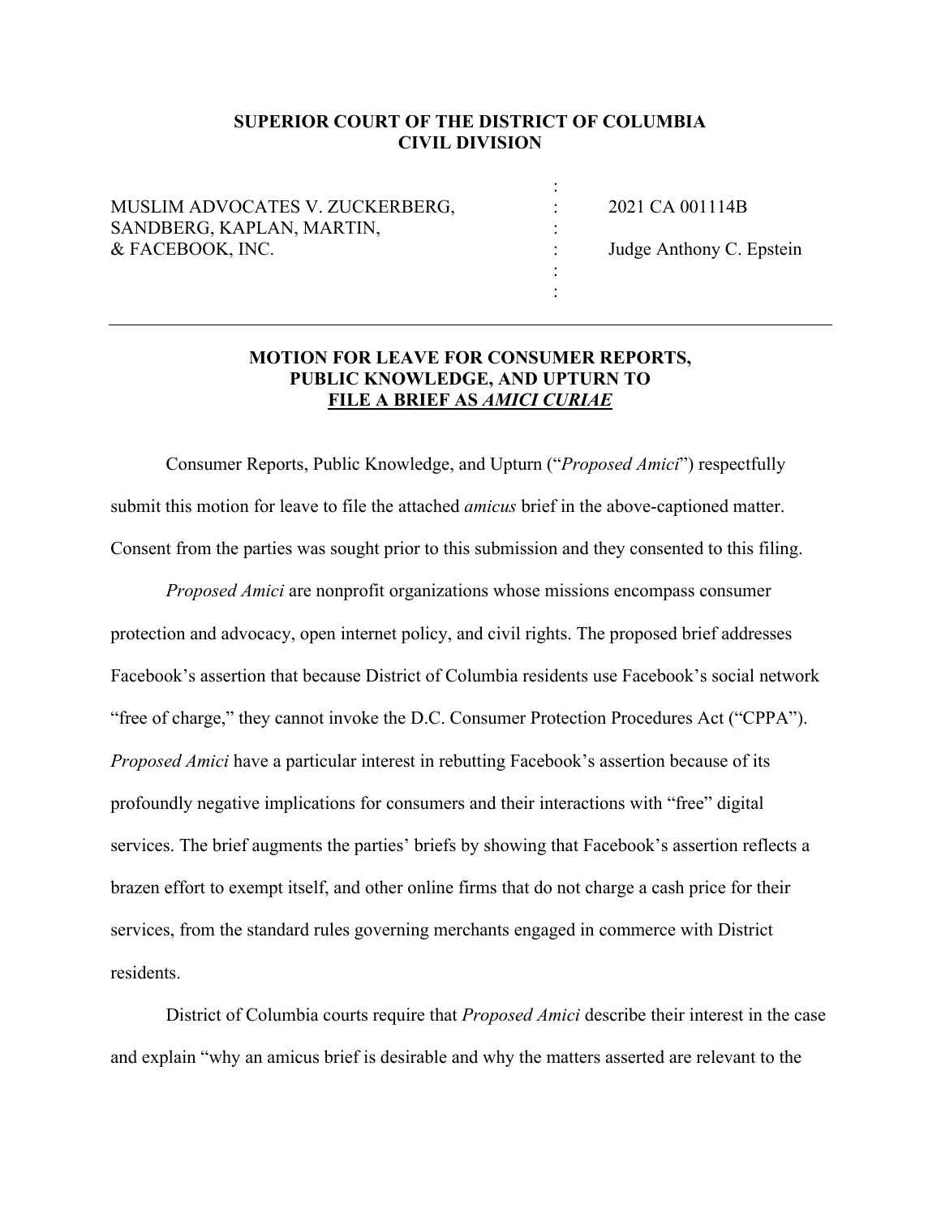**SUPERIOR COURT OF THE DISTRICT OF COLUMBIA**
**CIVIL DIVISION**

| | | |
|---|---|---|
| MUSLIM ADVOCATES V. ZUCKERBERG, SANDBERG, KAPLAN, MARTIN, & FACEBOOK, INC. | : | 2021 CA 001114B |
| | : | Judge Anthony C. Epstein |

---

**MOTION FOR LEAVE FOR CONSUMER REPORTS, PUBLIC KNOWLEDGE, AND UPTURN TO FILE A BRIEF AS *AMICI CURIAE***

Consumer Reports, Public Knowledge, and Upturn ("*Proposed Amici*") respectfully submit this motion for leave to file the attached *amicus* brief in the above-captioned matter. Consent from the parties was sought prior to this submission and they consented to this filing.

*Proposed Amici* are nonprofit organizations whose missions encompass consumer protection and advocacy, open internet policy, and civil rights. The proposed brief addresses Facebook's assertion that because District of Columbia residents use Facebook's social network "free of charge," they cannot invoke the D.C. Consumer Protection Procedures Act ("CPPA"). *Proposed Amici* have a particular interest in rebutting Facebook's assertion because of its profoundly negative implications for consumers and their interactions with "free" digital services. The brief augments the parties' briefs by showing that Facebook's assertion reflects a brazen effort to exempt itself, and other online firms that do not charge a cash price for their services, from the standard rules governing merchants engaged in commerce with District residents.

District of Columbia courts require that *Proposed Amici* describe their interest in the case and explain "why an amicus brief is desirable and why the matters asserted are relevant to the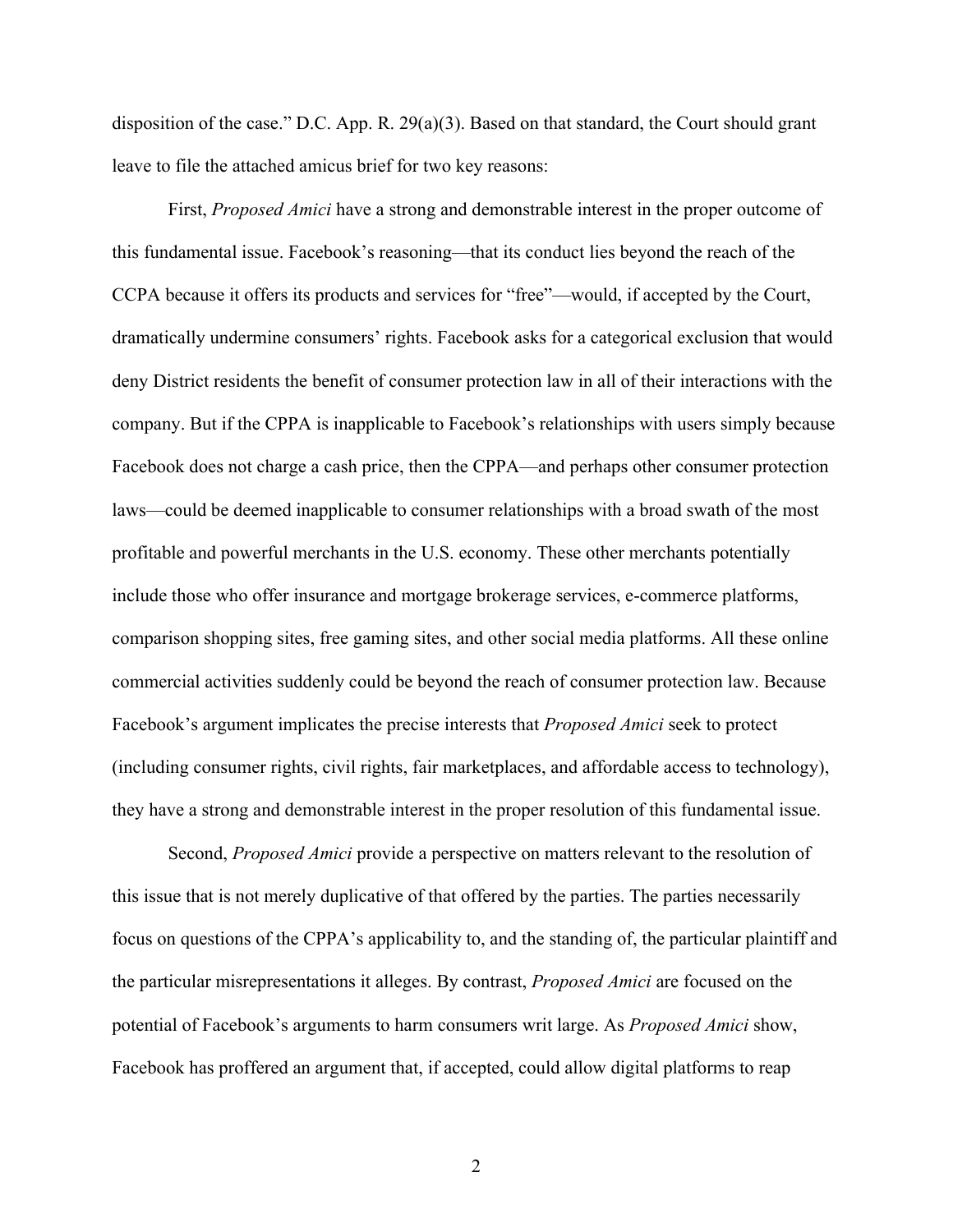disposition of the case." D.C. App. R. 29(a)(3). Based on that standard, the Court should grant leave to file the attached amicus brief for two key reasons:

First, *Proposed Amici* have a strong and demonstrable interest in the proper outcome of this fundamental issue. Facebook's reasoning—that its conduct lies beyond the reach of the CCPA because it offers its products and services for "free"—would, if accepted by the Court, dramatically undermine consumers' rights. Facebook asks for a categorical exclusion that would deny District residents the benefit of consumer protection law in all of their interactions with the company. But if the CPPA is inapplicable to Facebook's relationships with users simply because Facebook does not charge a cash price, then the CPPA—and perhaps other consumer protection laws—could be deemed inapplicable to consumer relationships with a broad swath of the most profitable and powerful merchants in the U.S. economy. These other merchants potentially include those who offer insurance and mortgage brokerage services, e-commerce platforms, comparison shopping sites, free gaming sites, and other social media platforms. All these online commercial activities suddenly could be beyond the reach of consumer protection law. Because Facebook's argument implicates the precise interests that *Proposed Amici* seek to protect (including consumer rights, civil rights, fair marketplaces, and affordable access to technology), they have a strong and demonstrable interest in the proper resolution of this fundamental issue.

Second, *Proposed Amici* provide a perspective on matters relevant to the resolution of this issue that is not merely duplicative of that offered by the parties. The parties necessarily focus on questions of the CPPA's applicability to, and the standing of, the particular plaintiff and the particular misrepresentations it alleges. By contrast, *Proposed Amici* are focused on the potential of Facebook's arguments to harm consumers writ large. As *Proposed Amici* show, Facebook has proffered an argument that, if accepted, could allow digital platforms to reap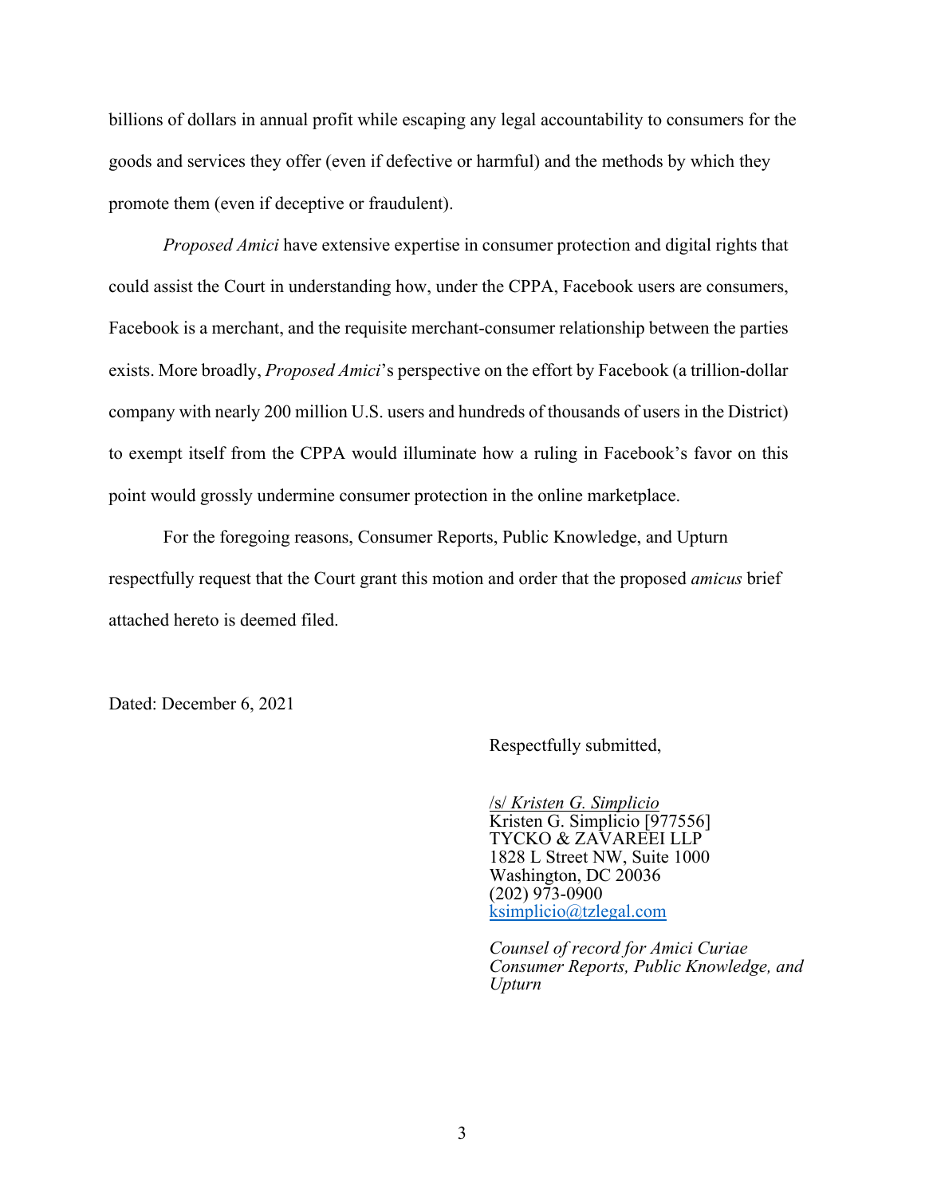billions of dollars in annual profit while escaping any legal accountability to consumers for the goods and services they offer (even if defective or harmful) and the methods by which they promote them (even if deceptive or fraudulent).

*Proposed Amici* have extensive expertise in consumer protection and digital rights that could assist the Court in understanding how, under the CPPA, Facebook users are consumers, Facebook is a merchant, and the requisite merchant-consumer relationship between the parties exists. More broadly, *Proposed Amici*'s perspective on the effort by Facebook (a trillion-dollar company with nearly 200 million U.S. users and hundreds of thousands of users in the District) to exempt itself from the CPPA would illuminate how a ruling in Facebook's favor on this point would grossly undermine consumer protection in the online marketplace.

For the foregoing reasons, Consumer Reports, Public Knowledge, and Upturn respectfully request that the Court grant this motion and order that the proposed *amicus* brief attached hereto is deemed filed.

Dated: December 6, 2021

Respectfully submitted,

/s/ *Kristen G. Simplicio*
Kristen G. Simplicio [977556]
TYCKO & ZAVAREEI LLP
1828 L Street NW, Suite 1000
Washington, DC 20036
(202) 973-0900
ksimplicio@tzlegal.com

*Counsel of record for Amici Curiae Consumer Reports, Public Knowledge, and Upturn*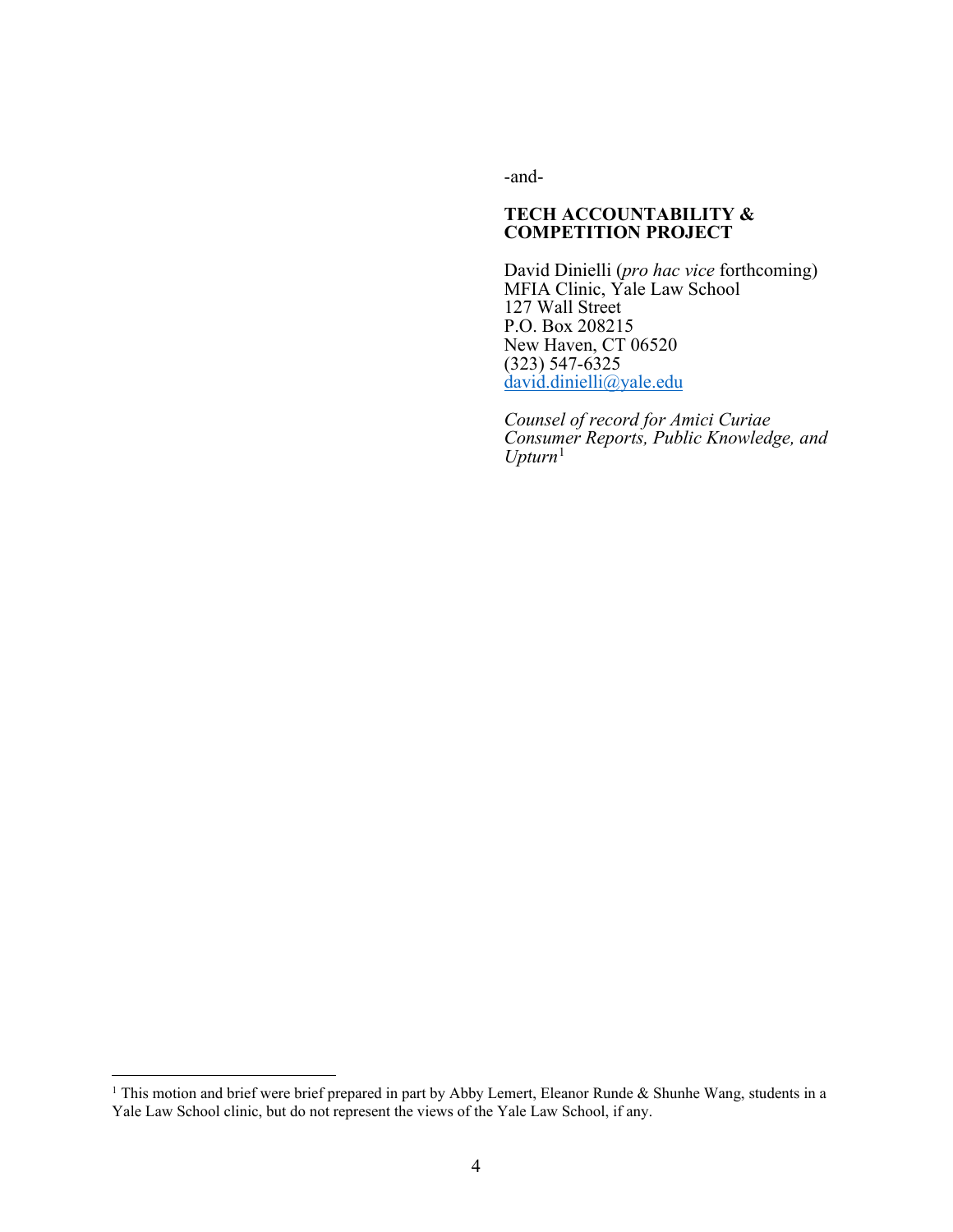-and-

**TECH ACCOUNTABILITY & COMPETITION PROJECT**

David Dinielli (*pro hac vice* forthcoming)
MFIA Clinic, Yale Law School
127 Wall Street
P.O. Box 208215
New Haven, CT 06520
(323) 547-6325
david.dinielli@yale.edu

*Counsel of record for Amici Curiae Consumer Reports, Public Knowledge, and Upturn*[1]

[1] This motion and brief were brief prepared in part by Abby Lemert, Eleanor Runde & Shunhe Wang, students in a Yale Law School clinic, but do not represent the views of the Yale Law School, if any.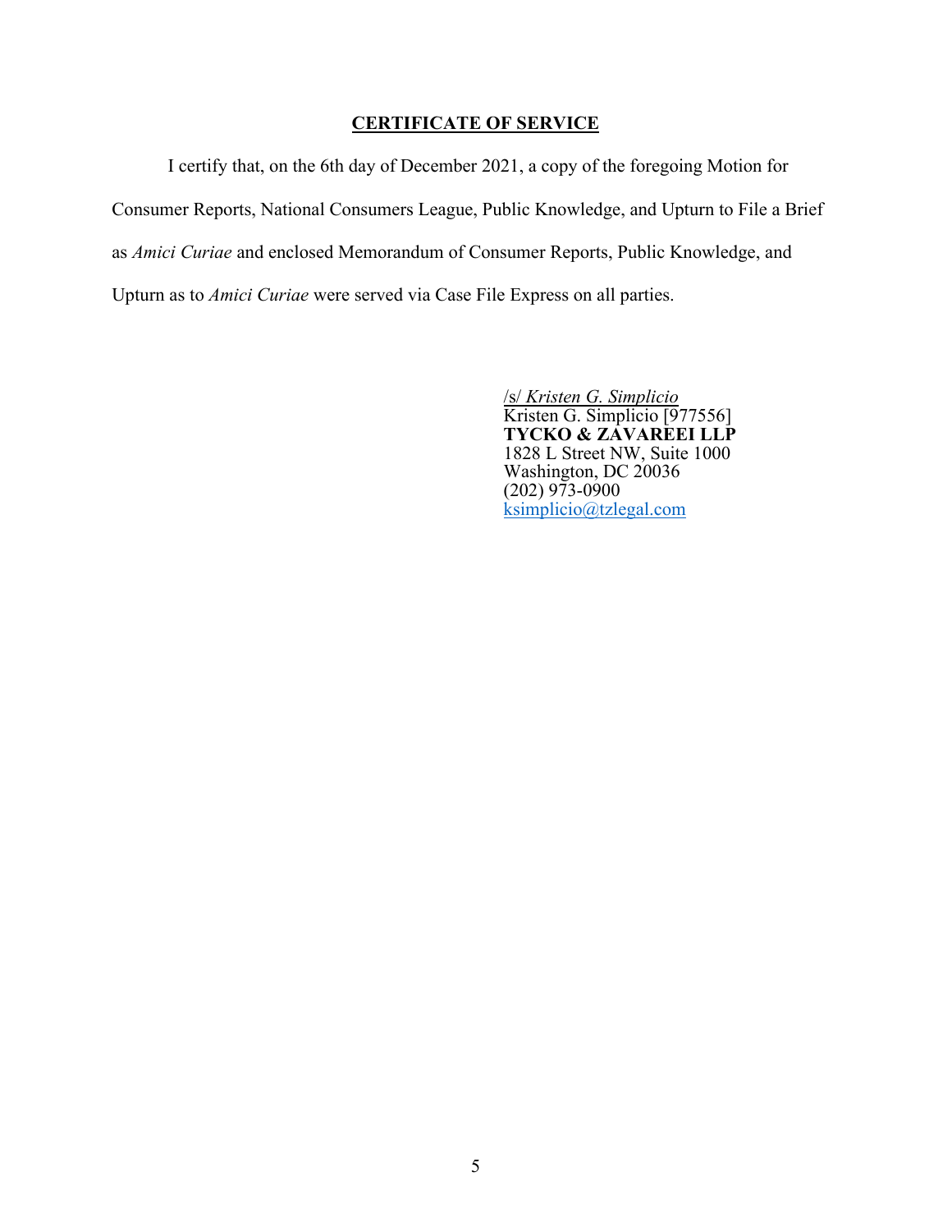## CERTIFICATE OF SERVICE

I certify that, on the 6th day of December 2021, a copy of the foregoing Motion for Consumer Reports, National Consumers League, Public Knowledge, and Upturn to File a Brief as *Amici Curiae* and enclosed Memorandum of Consumer Reports, Public Knowledge, and Upturn as to *Amici Curiae* were served via Case File Express on all parties.

/s/ *Kristen G. Simplicio*
Kristen G. Simplicio [977556]
**TYCKO & ZAVAREEI LLP**
1828 L Street NW, Suite 1000
Washington, DC 20036
(202) 973-0900
ksimplicio@tzlegal.com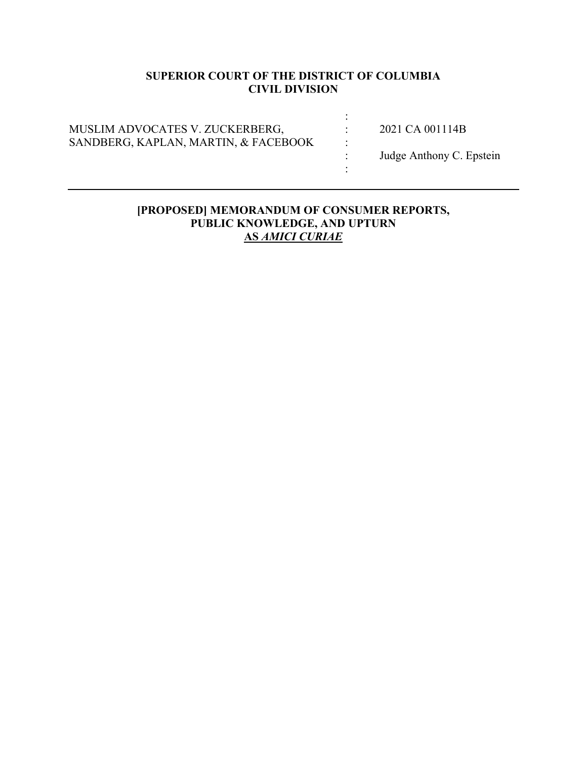**SUPERIOR COURT OF THE DISTRICT OF COLUMBIA**
**CIVIL DIVISION**

| | | |
|---|---|---|
| MUSLIM ADVOCATES V. ZUCKERBERG, SANDBERG, KAPLAN, MARTIN, & FACEBOOK | : | 2021 CA 001114B |
| | : | Judge Anthony C. Epstein |

---

**[PROPOSED] MEMORANDUM OF CONSUMER REPORTS, PUBLIC KNOWLEDGE, AND UPTURN AS *AMICI CURIAE***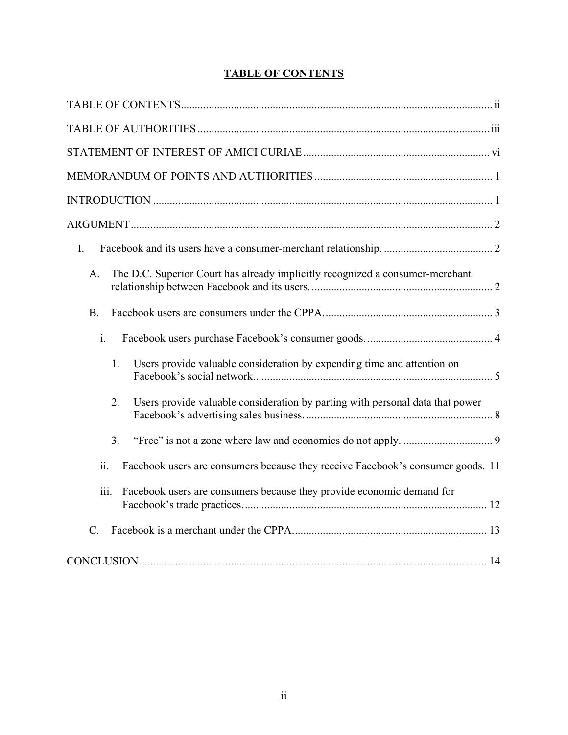# TABLE OF CONTENTS

TABLE OF CONTENTS ..... ii

TABLE OF AUTHORITIES ..... iii

STATEMENT OF INTEREST OF AMICI CURIAE ..... vi

MEMORANDUM OF POINTS AND AUTHORITIES ..... 1

INTRODUCTION ..... 1

ARGUMENT ..... 2

- I. Facebook and its users have a consumer-merchant relationship. ..... 2
  - A. The D.C. Superior Court has already implicitly recognized a consumer-merchant relationship between Facebook and its users. ..... 2
  - B. Facebook users are consumers under the CPPA. ..... 3
    - i. Facebook users purchase Facebook's consumer goods. ..... 4
      - 1. Users provide valuable consideration by expending time and attention on Facebook's social network. ..... 5
      - 2. Users provide valuable consideration by parting with personal data that power Facebook's advertising sales business. ..... 8
      - 3. "Free" is not a zone where law and economics do not apply. ..... 9
    - ii. Facebook users are consumers because they receive Facebook's consumer goods. ..... 11
    - iii. Facebook users are consumers because they provide economic demand for Facebook's trade practices. ..... 12
  - C. Facebook is a merchant under the CPPA. ..... 13

CONCLUSION ..... 14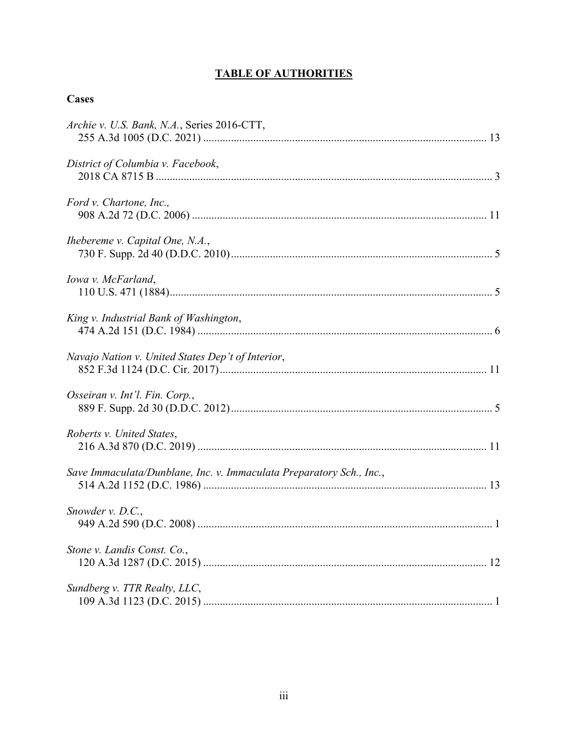# **TABLE OF AUTHORITIES**

## **Cases**

*Archie v. U.S. Bank, N.A.*, Series 2016-CTT,
255 A.3d 1005 (D.C. 2021) ..................................................................................................... 13

*District of Columbia v. Facebook*,
2018 CA 8715 B ........................................................................................................................ 3

*Ford v. Chartone, Inc.*,
908 A.2d 72 (D.C. 2006) ......................................................................................................... 11

*Ihebereme v. Capital One, N.A.*,
730 F. Supp. 2d 40 (D.D.C. 2010) ............................................................................................. 5

*Iowa v. McFarland*,
110 U.S. 471 (1884) .................................................................................................................... 5

*King v. Industrial Bank of Washington*,
474 A.2d 151 (D.C. 1984) ......................................................................................................... 6

*Navajo Nation v. United States Dep't of Interior*,
852 F.3d 1124 (D.C. Cir. 2017) ............................................................................................... 11

*Osseiran v. Int'l. Fin. Corp.*,
889 F. Supp. 2d 30 (D.D.C. 2012) ............................................................................................. 5

*Roberts v. United States*,
216 A.3d 870 (D.C. 2019) ....................................................................................................... 11

*Save Immaculata/Dunblane, Inc. v. Immaculata Preparatory Sch., Inc.*,
514 A.2d 1152 (D.C. 1986) ..................................................................................................... 13

*Snowder v. D.C.*,
949 A.2d 590 (D.C. 2008) ......................................................................................................... 1

*Stone v. Landis Const. Co.*,
120 A.3d 1287 (D.C. 2015) ..................................................................................................... 12

*Sundberg v. TTR Realty, LLC*,
109 A.3d 1123 (D.C. 2015) ....................................................................................................... 1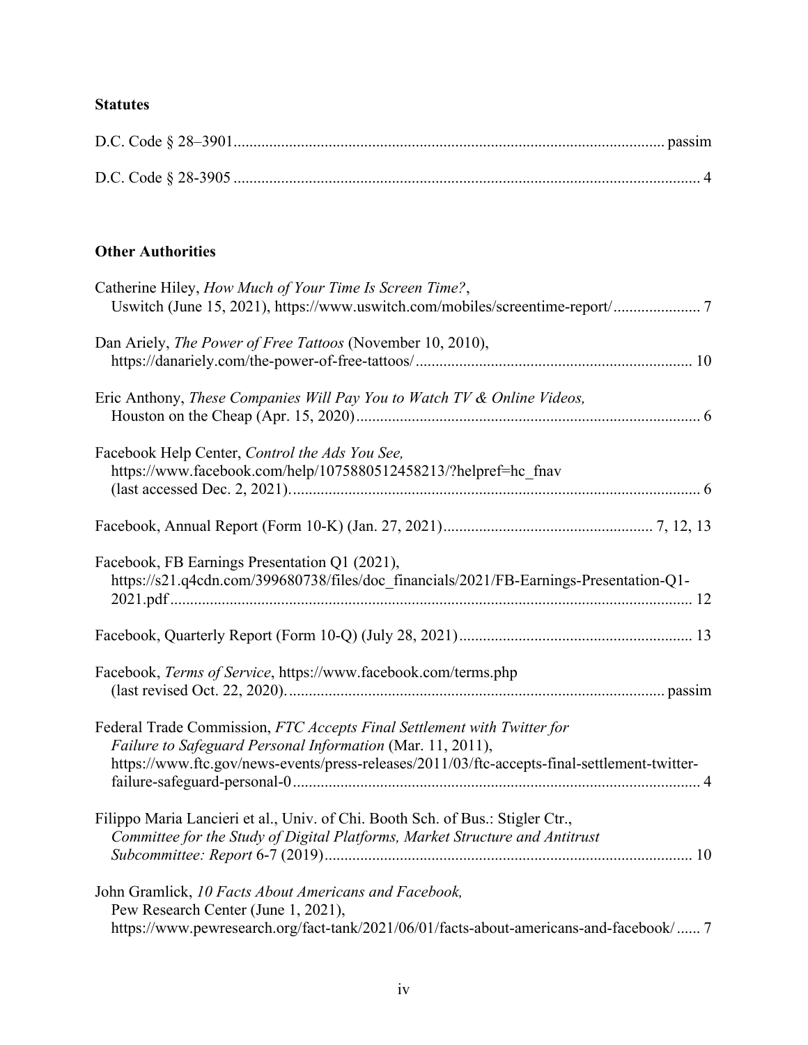### Statutes

D.C. Code § 28–3901 ........................................................................................................ passim

D.C. Code § 28-3905 ......................................................................................................... 4

### Other Authorities

Catherine Hiley, *How Much of Your Time Is Screen Time?*,
Uswitch (June 15, 2021), https://www.uswitch.com/mobiles/screentime-report/ ..................... 7

Dan Ariely, *The Power of Free Tattoos* (November 10, 2010),
https://danariely.com/the-power-of-free-tattoos/ ................................................................... 10

Eric Anthony, *These Companies Will Pay You to Watch TV & Online Videos,*
Houston on the Cheap (Apr. 15, 2020) ..................................................................................... 6

Facebook Help Center, *Control the Ads You See,*
https://www.facebook.com/help/1075880512458213/?helpref=hc_fnav
(last accessed Dec. 2, 2021). ..................................................................................................... 6

Facebook, Annual Report (Form 10-K) (Jan. 27, 2021) .................................................... 7, 12, 13

Facebook, FB Earnings Presentation Q1 (2021),
https://s21.q4cdn.com/399680738/files/doc_financials/2021/FB-Earnings-Presentation-Q1-2021.pdf ......................................................................................................................... 12

Facebook, Quarterly Report (Form 10-Q) (July 28, 2021) .......................................................... 13

Facebook, *Terms of Service*, https://www.facebook.com/terms.php
(last revised Oct. 22, 2020). ............................................................................................ passim

Federal Trade Commission, *FTC Accepts Final Settlement with Twitter for Failure to Safeguard Personal Information* (Mar. 11, 2011),
https://www.ftc.gov/news-events/press-releases/2011/03/ftc-accepts-final-settlement-twitter-failure-safeguard-personal-0 ..................................................................................................... 4

Filippo Maria Lancieri et al., Univ. of Chi. Booth Sch. of Bus.: Stigler Ctr.,
*Committee for the Study of Digital Platforms, Market Structure and Antitrust Subcommittee: Report* 6-7 (2019) ............................................................................................ 10

John Gramlick, *10 Facts About Americans and Facebook,*
Pew Research Center (June 1, 2021),
https://www.pewresearch.org/fact-tank/2021/06/01/facts-about-americans-and-facebook/ ...... 7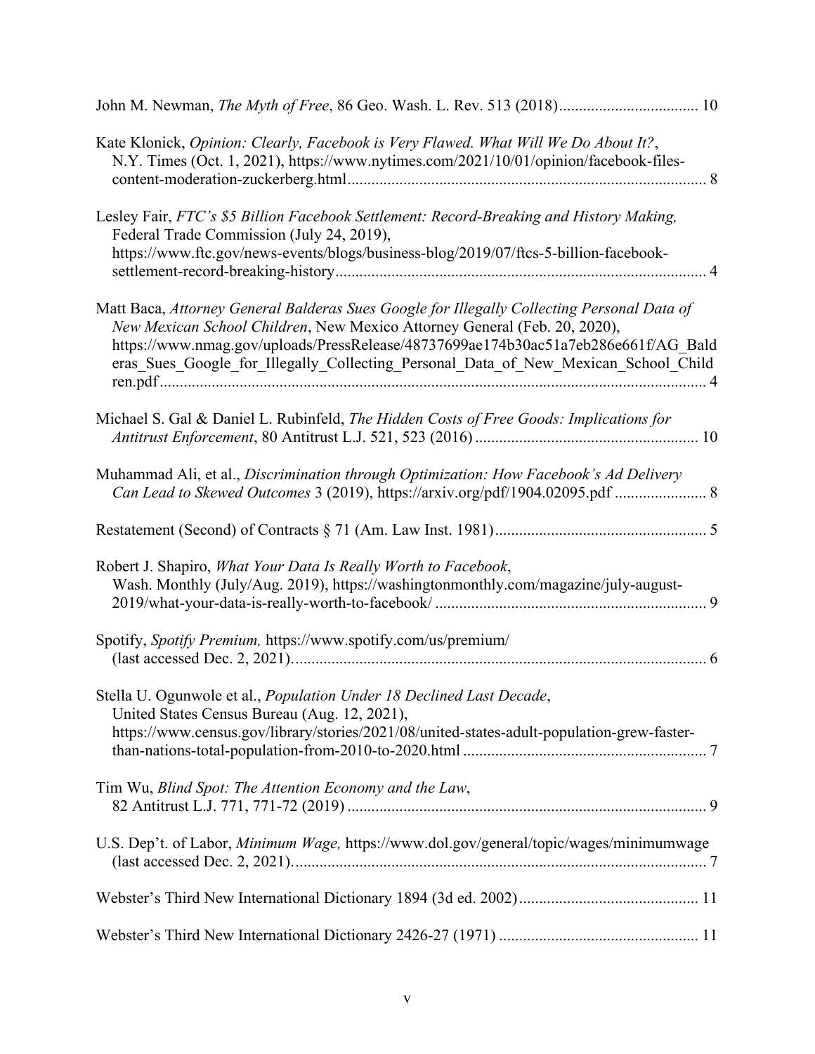John M. Newman, *The Myth of Free*, 86 Geo. Wash. L. Rev. 513 (2018) .................................. 10

Kate Klonick, *Opinion: Clearly, Facebook is Very Flawed. What Will We Do About It?*, N.Y. Times (Oct. 1, 2021), https://www.nytimes.com/2021/10/01/opinion/facebook-files-content-moderation-zuckerberg.html ........................................................................................ 8

Lesley Fair, *FTC's $5 Billion Facebook Settlement: Record-Breaking and History Making,* Federal Trade Commission (July 24, 2019), https://www.ftc.gov/news-events/blogs/business-blog/2019/07/ftcs-5-billion-facebook-settlement-record-breaking-history ............................................................................................ 4

Matt Baca, *Attorney General Balderas Sues Google for Illegally Collecting Personal Data of New Mexican School Children*, New Mexico Attorney General (Feb. 20, 2020), https://www.nmag.gov/uploads/PressRelease/48737699ae174b30ac51a7eb286e661f/AG_Balderas_Sues_Google_for_Illegally_Collecting_Personal_Data_of_New_Mexican_School_Children.pdf ....................................................................................................................... 4

Michael S. Gal & Daniel L. Rubinfeld, *The Hidden Costs of Free Goods: Implications for Antitrust Enforcement*, 80 Antitrust L.J. 521, 523 (2016) ....................................................... 10

Muhammad Ali, et al., *Discrimination through Optimization: How Facebook's Ad Delivery Can Lead to Skewed Outcomes* 3 (2019), https://arxiv.org/pdf/1904.02095.pdf ...................... 8

Restatement (Second) of Contracts § 71 (Am. Law Inst. 1981) .................................................... 5

Robert J. Shapiro, *What Your Data Is Really Worth to Facebook*, Wash. Monthly (July/Aug. 2019), https://washingtonmonthly.com/magazine/july-august-2019/what-your-data-is-really-worth-to-facebook/ ................................................................... 9

Spotify, *Spotify Premium,* https://www.spotify.com/us/premium/ (last accessed Dec. 2, 2021). ...................................................................................................... 6

Stella U. Ogunwole et al., *Population Under 18 Declined Last Decade*, United States Census Bureau (Aug. 12, 2021), https://www.census.gov/library/stories/2021/08/united-states-adult-population-grew-faster-than-nations-total-population-from-2010-to-2020.html ............................................................ 7

Tim Wu, *Blind Spot: The Attention Economy and the Law*, 82 Antitrust L.J. 771, 771-72 (2019) ......................................................................................... 9

U.S. Dep't. of Labor, *Minimum Wage,* https://www.dol.gov/general/topic/wages/minimumwage (last accessed Dec. 2, 2021). ...................................................................................................... 7

Webster's Third New International Dictionary 1894 (3d ed. 2002) ............................................ 11

Webster's Third New International Dictionary 2426-27 (1971) ................................................. 11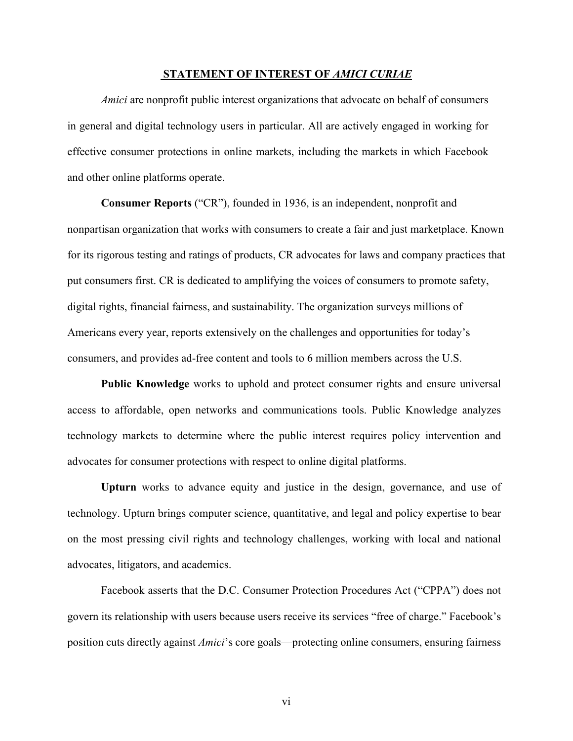## STATEMENT OF INTEREST OF *AMICI CURIAE*

*Amici* are nonprofit public interest organizations that advocate on behalf of consumers in general and digital technology users in particular. All are actively engaged in working for effective consumer protections in online markets, including the markets in which Facebook and other online platforms operate.

**Consumer Reports** ("CR"), founded in 1936, is an independent, nonprofit and nonpartisan organization that works with consumers to create a fair and just marketplace. Known for its rigorous testing and ratings of products, CR advocates for laws and company practices that put consumers first. CR is dedicated to amplifying the voices of consumers to promote safety, digital rights, financial fairness, and sustainability. The organization surveys millions of Americans every year, reports extensively on the challenges and opportunities for today's consumers, and provides ad-free content and tools to 6 million members across the U.S.

**Public Knowledge** works to uphold and protect consumer rights and ensure universal access to affordable, open networks and communications tools. Public Knowledge analyzes technology markets to determine where the public interest requires policy intervention and advocates for consumer protections with respect to online digital platforms.

**Upturn** works to advance equity and justice in the design, governance, and use of technology. Upturn brings computer science, quantitative, and legal and policy expertise to bear on the most pressing civil rights and technology challenges, working with local and national advocates, litigators, and academics.

Facebook asserts that the D.C. Consumer Protection Procedures Act ("CPPA") does not govern its relationship with users because users receive its services "free of charge." Facebook's position cuts directly against *Amici*'s core goals—protecting online consumers, ensuring fairness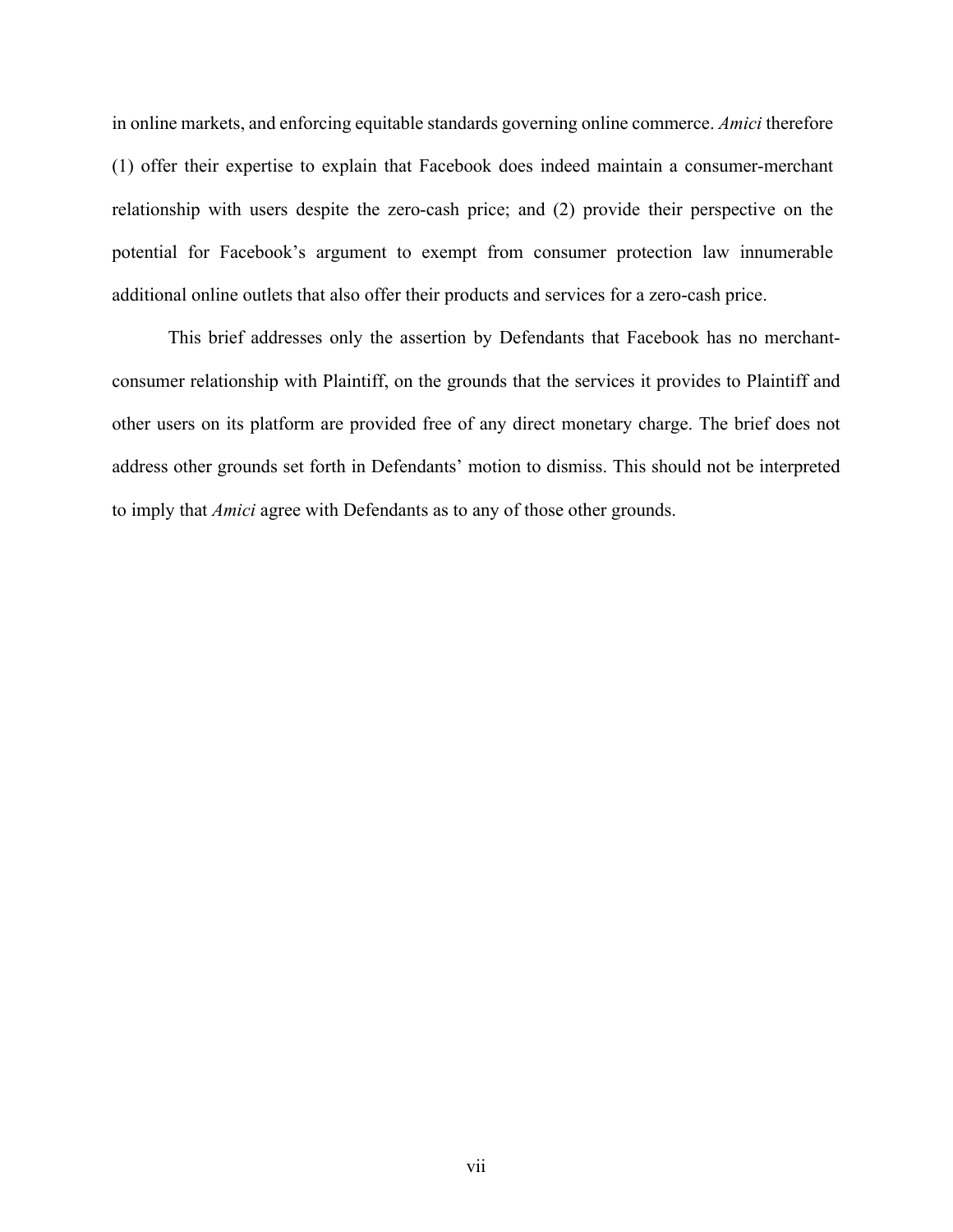in online markets, and enforcing equitable standards governing online commerce. *Amici* therefore (1) offer their expertise to explain that Facebook does indeed maintain a consumer-merchant relationship with users despite the zero-cash price; and (2) provide their perspective on the potential for Facebook's argument to exempt from consumer protection law innumerable additional online outlets that also offer their products and services for a zero-cash price.

This brief addresses only the assertion by Defendants that Facebook has no merchant-consumer relationship with Plaintiff, on the grounds that the services it provides to Plaintiff and other users on its platform are provided free of any direct monetary charge. The brief does not address other grounds set forth in Defendants' motion to dismiss. This should not be interpreted to imply that *Amici* agree with Defendants as to any of those other grounds.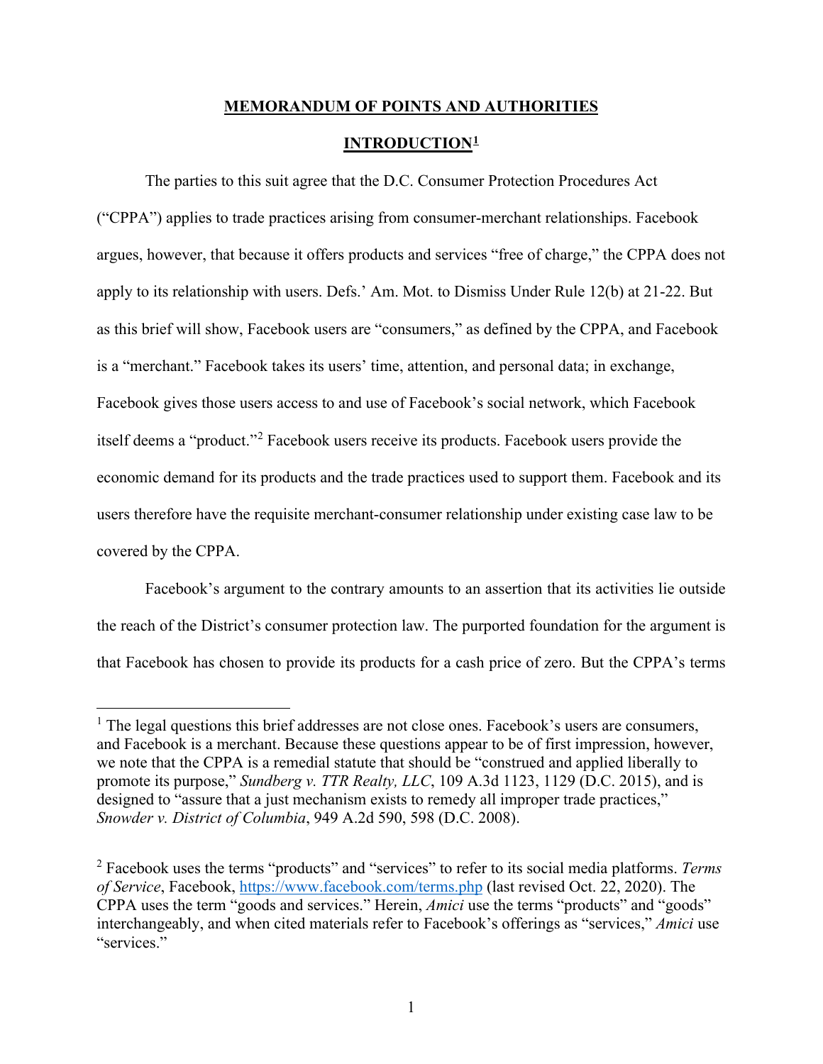# MEMORANDUM OF POINTS AND AUTHORITIES

## INTRODUCTION[1]

The parties to this suit agree that the D.C. Consumer Protection Procedures Act ("CPPA") applies to trade practices arising from consumer-merchant relationships. Facebook argues, however, that because it offers products and services "free of charge," the CPPA does not apply to its relationship with users. Defs.' Am. Mot. to Dismiss Under Rule 12(b) at 21-22. But as this brief will show, Facebook users are "consumers," as defined by the CPPA, and Facebook is a "merchant." Facebook takes its users' time, attention, and personal data; in exchange, Facebook gives those users access to and use of Facebook's social network, which Facebook itself deems a "product."[2] Facebook users receive its products. Facebook users provide the economic demand for its products and the trade practices used to support them. Facebook and its users therefore have the requisite merchant-consumer relationship under existing case law to be covered by the CPPA.

Facebook's argument to the contrary amounts to an assertion that its activities lie outside the reach of the District's consumer protection law. The purported foundation for the argument is that Facebook has chosen to provide its products for a cash price of zero. But the CPPA's terms

---

[1] The legal questions this brief addresses are not close ones. Facebook's users are consumers, and Facebook is a merchant. Because these questions appear to be of first impression, however, we note that the CPPA is a remedial statute that should be "construed and applied liberally to promote its purpose," *Sundberg v. TTR Realty, LLC*, 109 A.3d 1123, 1129 (D.C. 2015), and is designed to "assure that a just mechanism exists to remedy all improper trade practices," *Snowder v. District of Columbia*, 949 A.2d 590, 598 (D.C. 2008).

[2] Facebook uses the terms "products" and "services" to refer to its social media platforms. *Terms of Service*, Facebook, https://www.facebook.com/terms.php (last revised Oct. 22, 2020). The CPPA uses the term "goods and services." Herein, *Amici* use the terms "products" and "goods" interchangeably, and when cited materials refer to Facebook's offerings as "services," *Amici* use "services."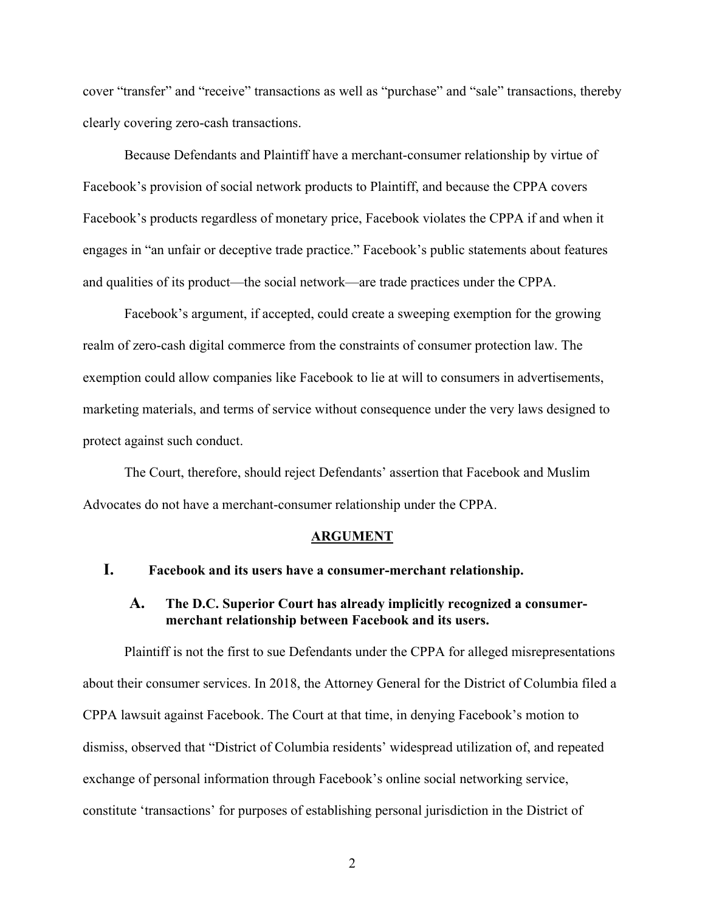cover "transfer" and "receive" transactions as well as "purchase" and "sale" transactions, thereby clearly covering zero-cash transactions.

Because Defendants and Plaintiff have a merchant-consumer relationship by virtue of Facebook's provision of social network products to Plaintiff, and because the CPPA covers Facebook's products regardless of monetary price, Facebook violates the CPPA if and when it engages in "an unfair or deceptive trade practice." Facebook's public statements about features and qualities of its product—the social network—are trade practices under the CPPA.

Facebook's argument, if accepted, could create a sweeping exemption for the growing realm of zero-cash digital commerce from the constraints of consumer protection law. The exemption could allow companies like Facebook to lie at will to consumers in advertisements, marketing materials, and terms of service without consequence under the very laws designed to protect against such conduct.

The Court, therefore, should reject Defendants' assertion that Facebook and Muslim Advocates do not have a merchant-consumer relationship under the CPPA.

## ARGUMENT

### I. Facebook and its users have a consumer-merchant relationship.

#### A. The D.C. Superior Court has already implicitly recognized a consumer-merchant relationship between Facebook and its users.

Plaintiff is not the first to sue Defendants under the CPPA for alleged misrepresentations about their consumer services. In 2018, the Attorney General for the District of Columbia filed a CPPA lawsuit against Facebook. The Court at that time, in denying Facebook's motion to dismiss, observed that "District of Columbia residents' widespread utilization of, and repeated exchange of personal information through Facebook's online social networking service, constitute 'transactions' for purposes of establishing personal jurisdiction in the District of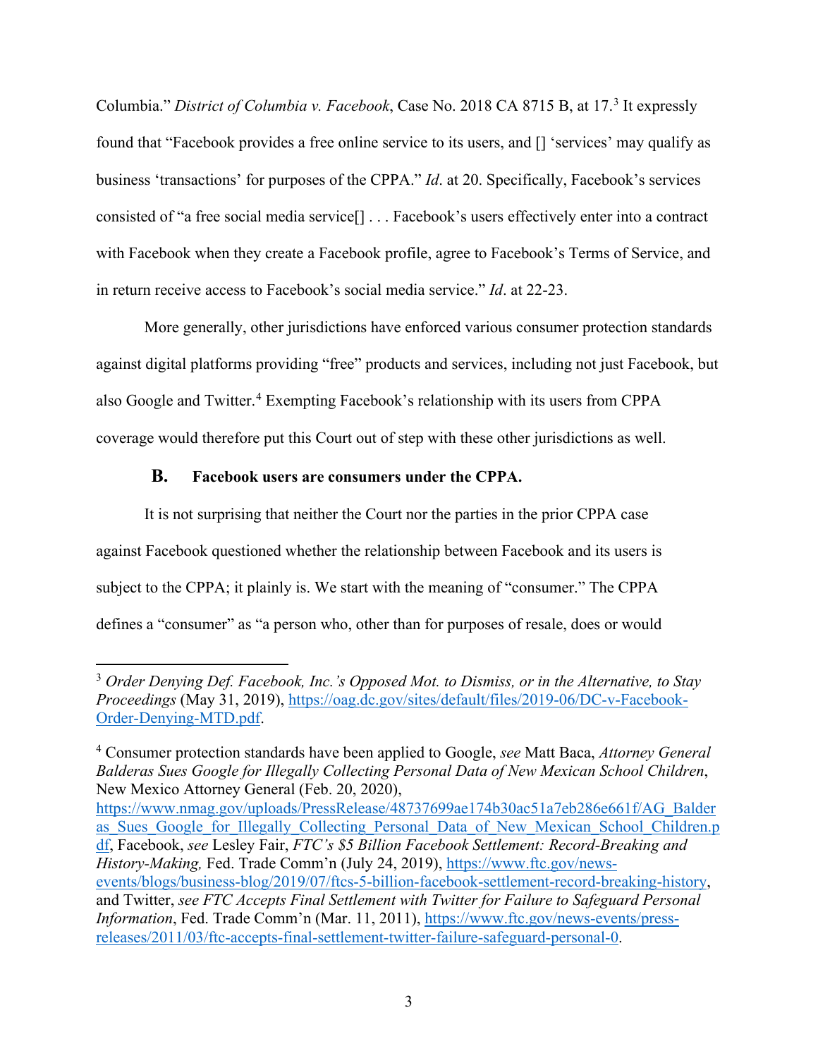Columbia." *District of Columbia v. Facebook*, Case No. 2018 CA 8715 B, at 17.[3] It expressly found that "Facebook provides a free online service to its users, and [] 'services' may qualify as business 'transactions' for purposes of the CPPA." *Id*. at 20. Specifically, Facebook's services consisted of "a free social media service[] . . . Facebook's users effectively enter into a contract with Facebook when they create a Facebook profile, agree to Facebook's Terms of Service, and in return receive access to Facebook's social media service." *Id*. at 22-23.

More generally, other jurisdictions have enforced various consumer protection standards against digital platforms providing "free" products and services, including not just Facebook, but also Google and Twitter.[4] Exempting Facebook's relationship with its users from CPPA coverage would therefore put this Court out of step with these other jurisdictions as well.

### B. Facebook users are consumers under the CPPA.

It is not surprising that neither the Court nor the parties in the prior CPPA case against Facebook questioned whether the relationship between Facebook and its users is subject to the CPPA; it plainly is. We start with the meaning of "consumer." The CPPA defines a "consumer" as "a person who, other than for purposes of resale, does or would

---

[3] *Order Denying Def. Facebook, Inc.'s Opposed Mot. to Dismiss, or in the Alternative, to Stay Proceedings* (May 31, 2019), https://oag.dc.gov/sites/default/files/2019-06/DC-v-Facebook-Order-Denying-MTD.pdf.

[4] Consumer protection standards have been applied to Google, *see* Matt Baca, *Attorney General Balderas Sues Google for Illegally Collecting Personal Data of New Mexican School Children*, New Mexico Attorney General (Feb. 20, 2020), https://www.nmag.gov/uploads/PressRelease/48737699ae174b30ac51a7eb286e661f/AG_Balderas_Sues_Google_for_Illegally_Collecting_Personal_Data_of_New_Mexican_School_Children.pdf, Facebook, *see* Lesley Fair, *FTC's $5 Billion Facebook Settlement: Record-Breaking and History-Making,* Fed. Trade Comm'n (July 24, 2019), https://www.ftc.gov/news-events/blogs/business-blog/2019/07/ftcs-5-billion-facebook-settlement-record-breaking-history, and Twitter, *see FTC Accepts Final Settlement with Twitter for Failure to Safeguard Personal Information*, Fed. Trade Comm'n (Mar. 11, 2011), https://www.ftc.gov/news-events/press-releases/2011/03/ftc-accepts-final-settlement-twitter-failure-safeguard-personal-0.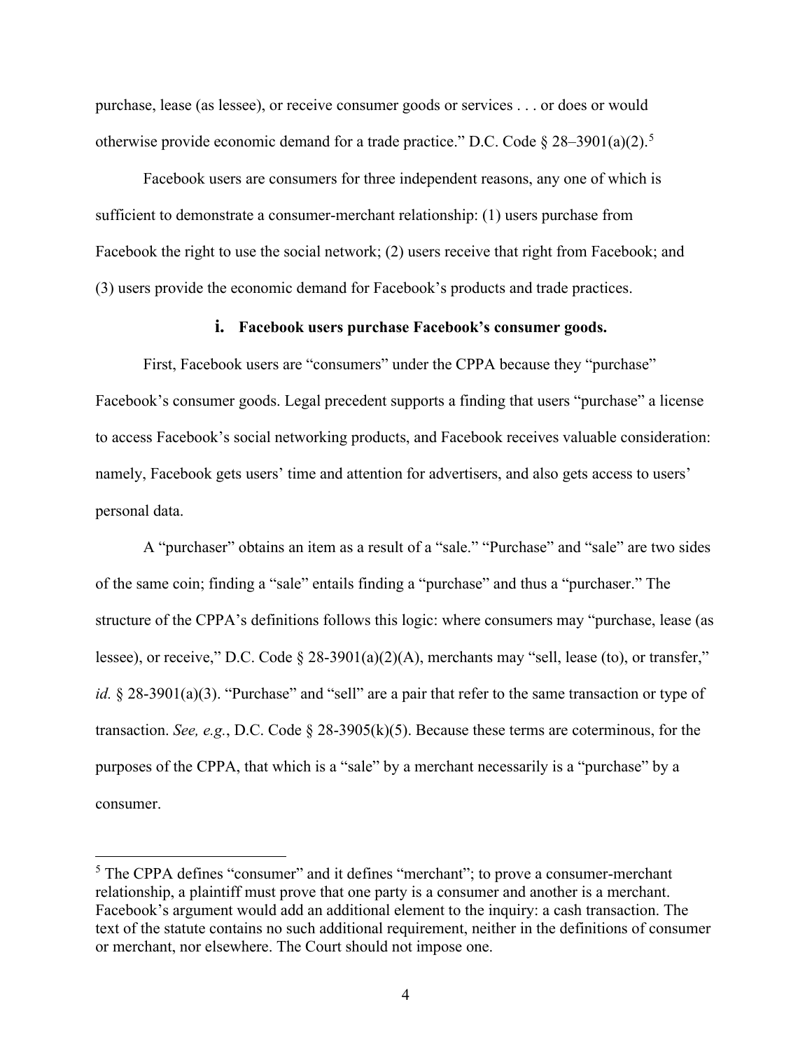purchase, lease (as lessee), or receive consumer goods or services . . . or does or would otherwise provide economic demand for a trade practice." D.C. Code § 28–3901(a)(2).[5]

Facebook users are consumers for three independent reasons, any one of which is sufficient to demonstrate a consumer-merchant relationship: (1) users purchase from Facebook the right to use the social network; (2) users receive that right from Facebook; and (3) users provide the economic demand for Facebook's products and trade practices.

### i. Facebook users purchase Facebook's consumer goods.

First, Facebook users are "consumers" under the CPPA because they "purchase" Facebook's consumer goods. Legal precedent supports a finding that users "purchase" a license to access Facebook's social networking products, and Facebook receives valuable consideration: namely, Facebook gets users' time and attention for advertisers, and also gets access to users' personal data.

A "purchaser" obtains an item as a result of a "sale." "Purchase" and "sale" are two sides of the same coin; finding a "sale" entails finding a "purchase" and thus a "purchaser." The structure of the CPPA's definitions follows this logic: where consumers may "purchase, lease (as lessee), or receive," D.C. Code § 28-3901(a)(2)(A), merchants may "sell, lease (to), or transfer," *id.* § 28-3901(a)(3). "Purchase" and "sell" are a pair that refer to the same transaction or type of transaction. *See, e.g.*, D.C. Code § 28-3905(k)(5). Because these terms are coterminous, for the purposes of the CPPA, that which is a "sale" by a merchant necessarily is a "purchase" by a consumer.

---

[5] The CPPA defines "consumer" and it defines "merchant"; to prove a consumer-merchant relationship, a plaintiff must prove that one party is a consumer and another is a merchant. Facebook's argument would add an additional element to the inquiry: a cash transaction. The text of the statute contains no such additional requirement, neither in the definitions of consumer or merchant, nor elsewhere. The Court should not impose one.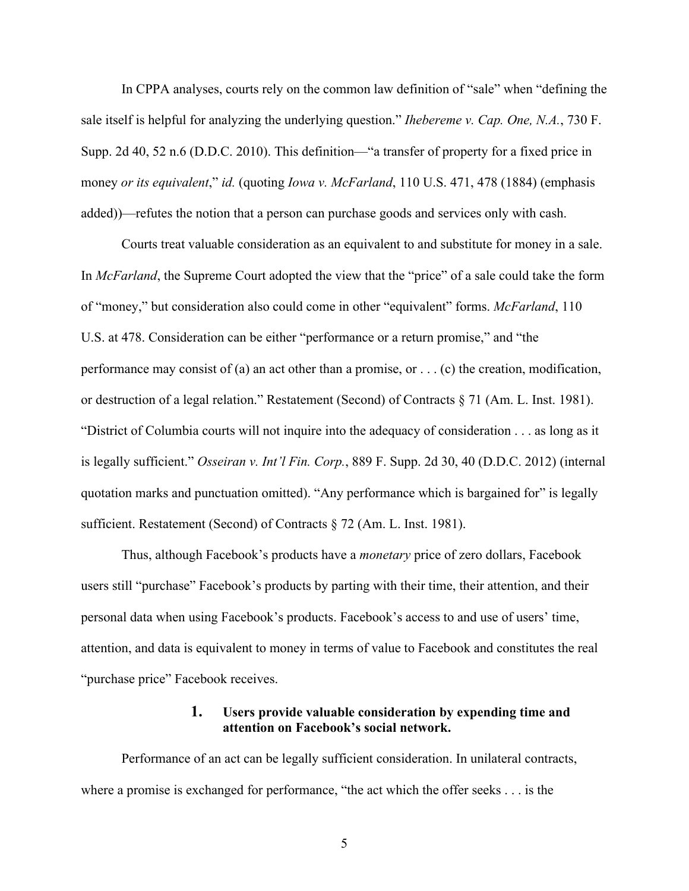In CPPA analyses, courts rely on the common law definition of "sale" when "defining the sale itself is helpful for analyzing the underlying question." *Ihebereme v. Cap. One, N.A.*, 730 F. Supp. 2d 40, 52 n.6 (D.D.C. 2010). This definition—"a transfer of property for a fixed price in money *or its equivalent*," *id.* (quoting *Iowa v. McFarland*, 110 U.S. 471, 478 (1884) (emphasis added))—refutes the notion that a person can purchase goods and services only with cash.

Courts treat valuable consideration as an equivalent to and substitute for money in a sale. In *McFarland*, the Supreme Court adopted the view that the "price" of a sale could take the form of "money," but consideration also could come in other "equivalent" forms. *McFarland*, 110 U.S. at 478. Consideration can be either "performance or a return promise," and "the performance may consist of (a) an act other than a promise, or . . . (c) the creation, modification, or destruction of a legal relation." Restatement (Second) of Contracts § 71 (Am. L. Inst. 1981). "District of Columbia courts will not inquire into the adequacy of consideration . . . as long as it is legally sufficient." *Osseiran v. Int'l Fin. Corp.*, 889 F. Supp. 2d 30, 40 (D.D.C. 2012) (internal quotation marks and punctuation omitted). "Any performance which is bargained for" is legally sufficient. Restatement (Second) of Contracts § 72 (Am. L. Inst. 1981).

Thus, although Facebook's products have a *monetary* price of zero dollars, Facebook users still "purchase" Facebook's products by parting with their time, their attention, and their personal data when using Facebook's products. Facebook's access to and use of users' time, attention, and data is equivalent to money in terms of value to Facebook and constitutes the real "purchase price" Facebook receives.

### 1. Users provide valuable consideration by expending time and attention on Facebook's social network.

Performance of an act can be legally sufficient consideration. In unilateral contracts, where a promise is exchanged for performance, "the act which the offer seeks . . . is the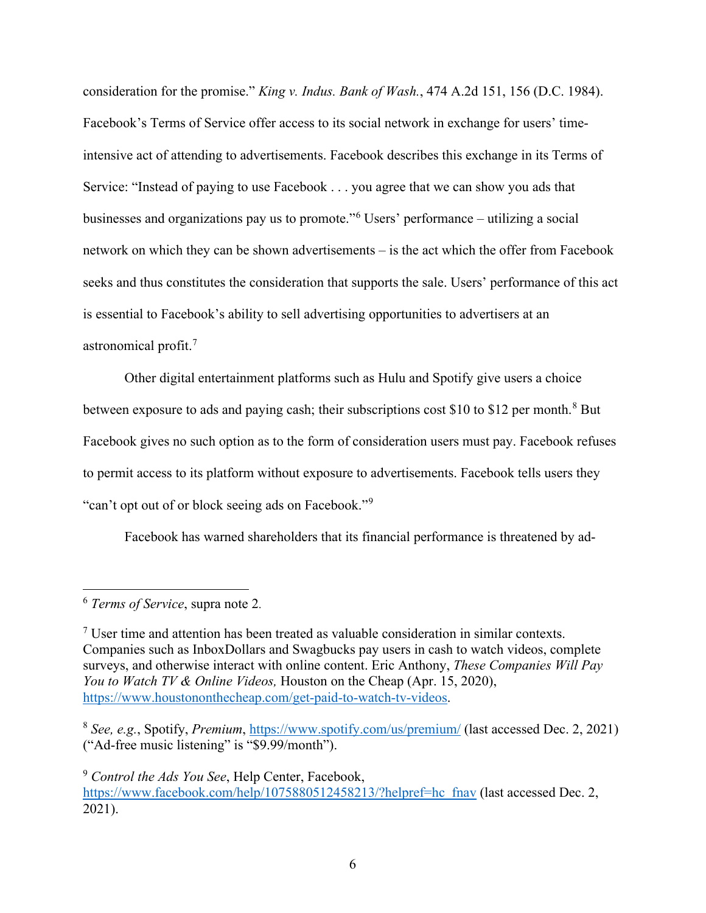consideration for the promise." *King v. Indus. Bank of Wash.*, 474 A.2d 151, 156 (D.C. 1984). Facebook's Terms of Service offer access to its social network in exchange for users' time-intensive act of attending to advertisements. Facebook describes this exchange in its Terms of Service: "Instead of paying to use Facebook . . . you agree that we can show you ads that businesses and organizations pay us to promote."[6] Users' performance – utilizing a social network on which they can be shown advertisements – is the act which the offer from Facebook seeks and thus constitutes the consideration that supports the sale. Users' performance of this act is essential to Facebook's ability to sell advertising opportunities to advertisers at an astronomical profit.[7]

Other digital entertainment platforms such as Hulu and Spotify give users a choice between exposure to ads and paying cash; their subscriptions cost $10 to $12 per month.[8] But Facebook gives no such option as to the form of consideration users must pay. Facebook refuses to permit access to its platform without exposure to advertisements. Facebook tells users they "can't opt out of or block seeing ads on Facebook."[9]

Facebook has warned shareholders that its financial performance is threatened by ad-

---

[6] *Terms of Service*, supra note 2.

[7] User time and attention has been treated as valuable consideration in similar contexts. Companies such as InboxDollars and Swagbucks pay users in cash to watch videos, complete surveys, and otherwise interact with online content. Eric Anthony, *These Companies Will Pay You to Watch TV & Online Videos,* Houston on the Cheap (Apr. 15, 2020), https://www.houstononthecheap.com/get-paid-to-watch-tv-videos.

[8] *See, e.g.*, Spotify, *Premium*, https://www.spotify.com/us/premium/ (last accessed Dec. 2, 2021) ("Ad-free music listening" is "$9.99/month").

[9] *Control the Ads You See*, Help Center, Facebook, https://www.facebook.com/help/1075880512458213/?helpref=hc_fnav (last accessed Dec. 2, 2021).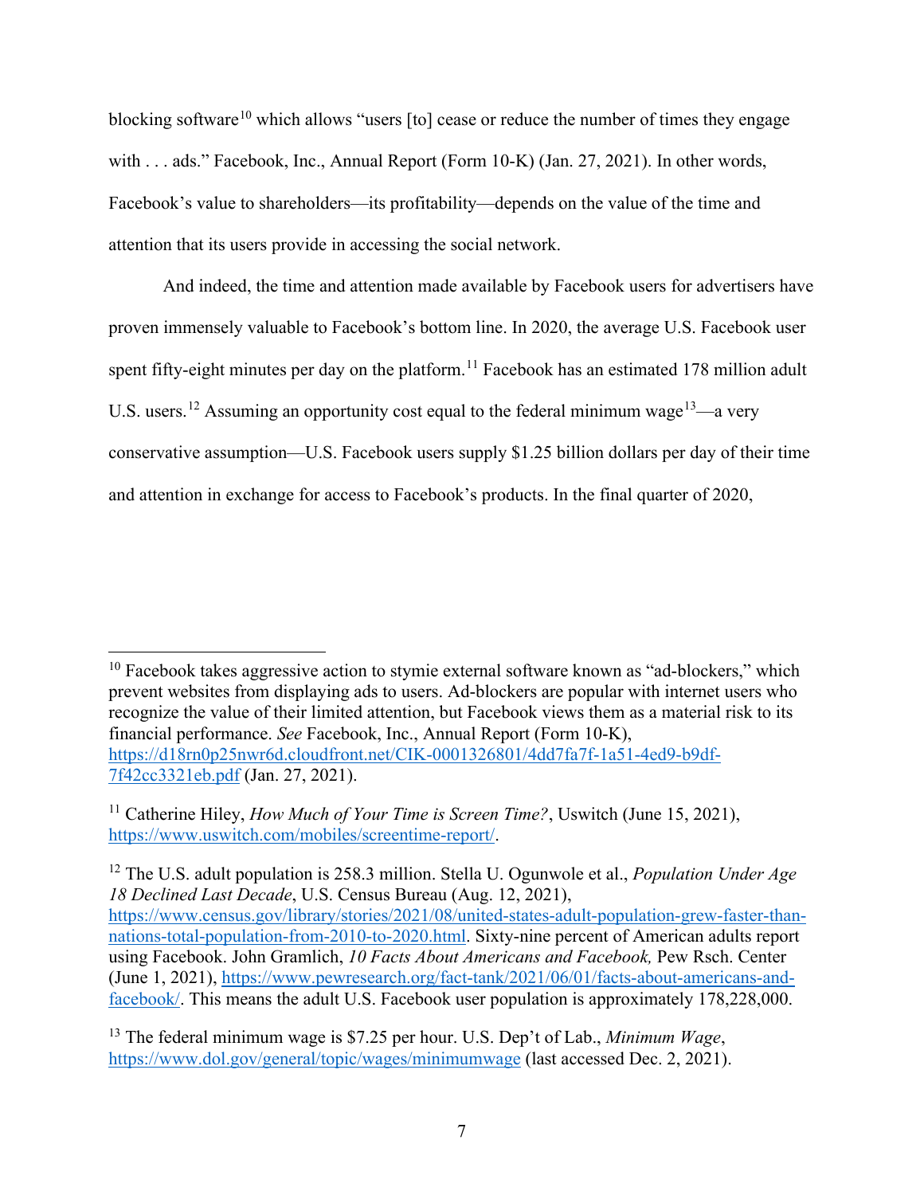blocking software[10] which allows "users [to] cease or reduce the number of times they engage with . . . ads." Facebook, Inc., Annual Report (Form 10-K) (Jan. 27, 2021). In other words, Facebook's value to shareholders—its profitability—depends on the value of the time and attention that its users provide in accessing the social network.

And indeed, the time and attention made available by Facebook users for advertisers have proven immensely valuable to Facebook's bottom line. In 2020, the average U.S. Facebook user spent fifty-eight minutes per day on the platform.[11] Facebook has an estimated 178 million adult U.S. users.[12] Assuming an opportunity cost equal to the federal minimum wage[13]—a very conservative assumption—U.S. Facebook users supply $1.25 billion dollars per day of their time and attention in exchange for access to Facebook's products. In the final quarter of 2020,

---

[10] Facebook takes aggressive action to stymie external software known as "ad-blockers," which prevent websites from displaying ads to users. Ad-blockers are popular with internet users who recognize the value of their limited attention, but Facebook views them as a material risk to its financial performance. *See* Facebook, Inc., Annual Report (Form 10-K), https://d18rn0p25nwr6d.cloudfront.net/CIK-0001326801/4dd7fa7f-1a51-4ed9-b9df-7f42cc3321eb.pdf (Jan. 27, 2021).

[11] Catherine Hiley, *How Much of Your Time is Screen Time?*, Uswitch (June 15, 2021), https://www.uswitch.com/mobiles/screentime-report/.

[12] The U.S. adult population is 258.3 million. Stella U. Ogunwole et al., *Population Under Age 18 Declined Last Decade*, U.S. Census Bureau (Aug. 12, 2021), https://www.census.gov/library/stories/2021/08/united-states-adult-population-grew-faster-than-nations-total-population-from-2010-to-2020.html. Sixty-nine percent of American adults report using Facebook. John Gramlich, *10 Facts About Americans and Facebook,* Pew Rsch. Center (June 1, 2021), https://www.pewresearch.org/fact-tank/2021/06/01/facts-about-americans-and-facebook/. This means the adult U.S. Facebook user population is approximately 178,228,000.

[13] The federal minimum wage is $7.25 per hour. U.S. Dep't of Lab., *Minimum Wage*, https://www.dol.gov/general/topic/wages/minimumwage (last accessed Dec. 2, 2021).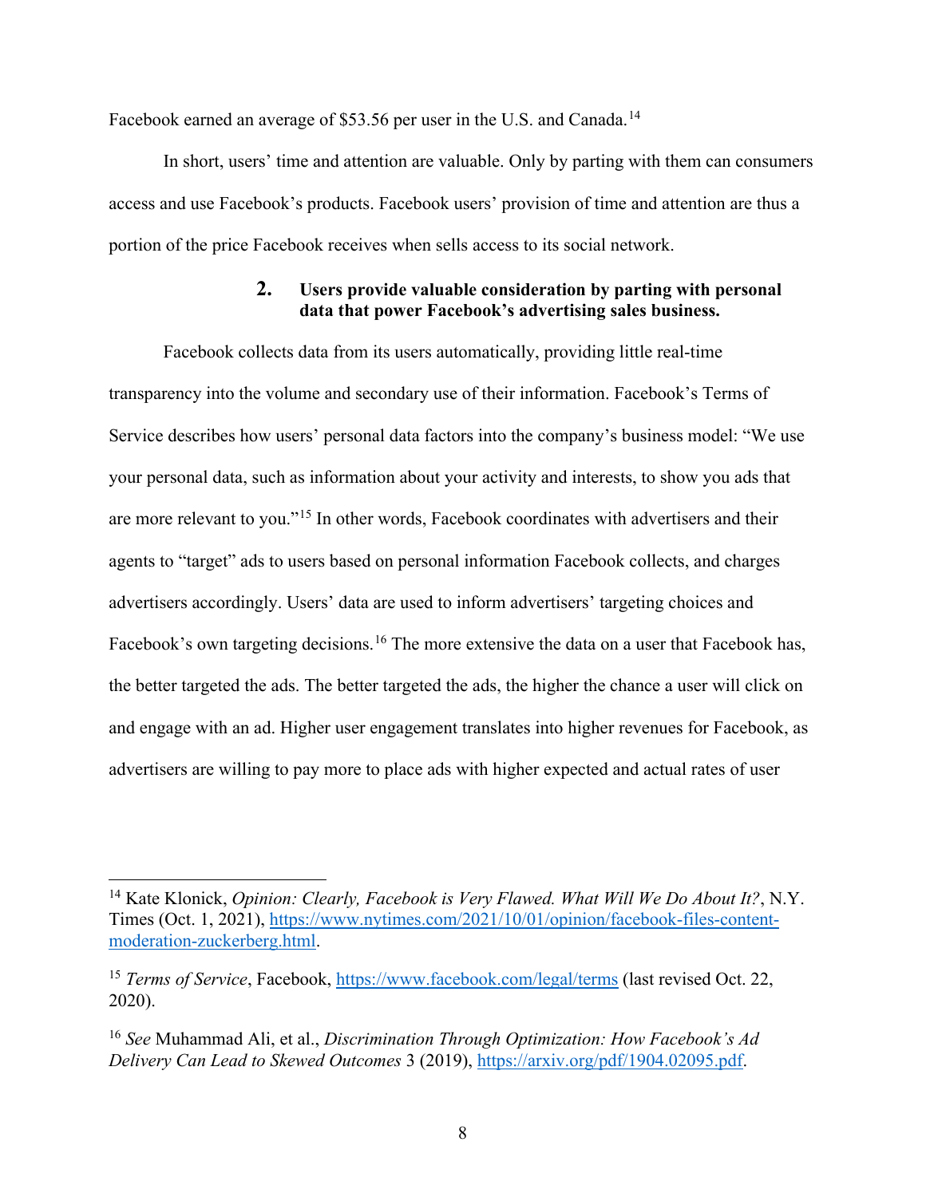Facebook earned an average of $53.56 per user in the U.S. and Canada.[14]

In short, users' time and attention are valuable. Only by parting with them can consumers access and use Facebook's products. Facebook users' provision of time and attention are thus a portion of the price Facebook receives when sells access to its social network.

#### 2. Users provide valuable consideration by parting with personal data that power Facebook's advertising sales business.

Facebook collects data from its users automatically, providing little real-time transparency into the volume and secondary use of their information. Facebook's Terms of Service describes how users' personal data factors into the company's business model: "We use your personal data, such as information about your activity and interests, to show you ads that are more relevant to you."[15] In other words, Facebook coordinates with advertisers and their agents to "target" ads to users based on personal information Facebook collects, and charges advertisers accordingly. Users' data are used to inform advertisers' targeting choices and Facebook's own targeting decisions.[16] The more extensive the data on a user that Facebook has, the better targeted the ads. The better targeted the ads, the higher the chance a user will click on and engage with an ad. Higher user engagement translates into higher revenues for Facebook, as advertisers are willing to pay more to place ads with higher expected and actual rates of user

---

[14] Kate Klonick, *Opinion: Clearly, Facebook is Very Flawed. What Will We Do About It?*, N.Y. Times (Oct. 1, 2021), https://www.nytimes.com/2021/10/01/opinion/facebook-files-content-moderation-zuckerberg.html.

[15] *Terms of Service*, Facebook, https://www.facebook.com/legal/terms (last revised Oct. 22, 2020).

[16] *See* Muhammad Ali, et al., *Discrimination Through Optimization: How Facebook's Ad Delivery Can Lead to Skewed Outcomes* 3 (2019), https://arxiv.org/pdf/1904.02095.pdf.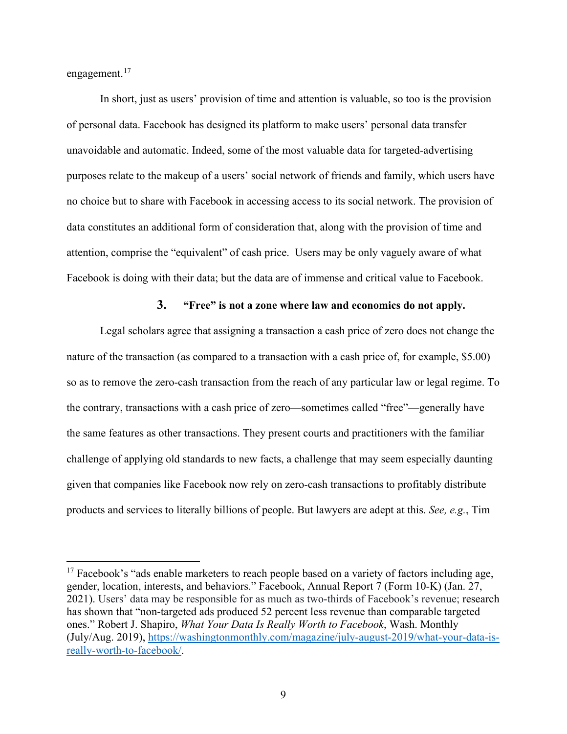engagement.[17]

In short, just as users' provision of time and attention is valuable, so too is the provision of personal data. Facebook has designed its platform to make users' personal data transfer unavoidable and automatic. Indeed, some of the most valuable data for targeted-advertising purposes relate to the makeup of a users' social network of friends and family, which users have no choice but to share with Facebook in accessing access to its social network. The provision of data constitutes an additional form of consideration that, along with the provision of time and attention, comprise the "equivalent" of cash price. Users may be only vaguely aware of what Facebook is doing with their data; but the data are of immense and critical value to Facebook.

### 3. "Free" is not a zone where law and economics do not apply.

Legal scholars agree that assigning a transaction a cash price of zero does not change the nature of the transaction (as compared to a transaction with a cash price of, for example, $5.00) so as to remove the zero-cash transaction from the reach of any particular law or legal regime. To the contrary, transactions with a cash price of zero—sometimes called "free"—generally have the same features as other transactions. They present courts and practitioners with the familiar challenge of applying old standards to new facts, a challenge that may seem especially daunting given that companies like Facebook now rely on zero-cash transactions to profitably distribute products and services to literally billions of people. But lawyers are adept at this. *See, e.g.*, Tim

---

[17] Facebook's "ads enable marketers to reach people based on a variety of factors including age, gender, location, interests, and behaviors." Facebook, Annual Report 7 (Form 10-K) (Jan. 27, 2021). Users' data may be responsible for as much as two-thirds of Facebook's revenue; research has shown that "non-targeted ads produced 52 percent less revenue than comparable targeted ones." Robert J. Shapiro, *What Your Data Is Really Worth to Facebook*, Wash. Monthly (July/Aug. 2019), https://washingtonmonthly.com/magazine/july-august-2019/what-your-data-is-really-worth-to-facebook/.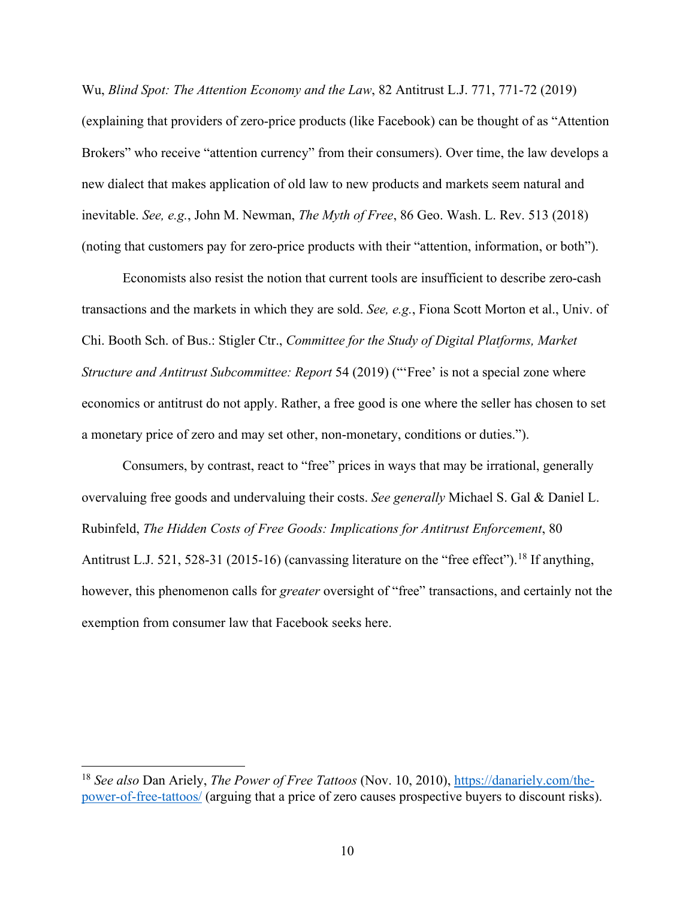Wu, *Blind Spot: The Attention Economy and the Law*, 82 Antitrust L.J. 771, 771-72 (2019) (explaining that providers of zero-price products (like Facebook) can be thought of as "Attention Brokers" who receive "attention currency" from their consumers). Over time, the law develops a new dialect that makes application of old law to new products and markets seem natural and inevitable. *See, e.g.*, John M. Newman, *The Myth of Free*, 86 Geo. Wash. L. Rev. 513 (2018) (noting that customers pay for zero-price products with their "attention, information, or both").

Economists also resist the notion that current tools are insufficient to describe zero-cash transactions and the markets in which they are sold. *See, e.g.*, Fiona Scott Morton et al., Univ. of Chi. Booth Sch. of Bus.: Stigler Ctr., *Committee for the Study of Digital Platforms, Market Structure and Antitrust Subcommittee: Report* 54 (2019) ("'Free' is not a special zone where economics or antitrust do not apply. Rather, a free good is one where the seller has chosen to set a monetary price of zero and may set other, non-monetary, conditions or duties.").

Consumers, by contrast, react to "free" prices in ways that may be irrational, generally overvaluing free goods and undervaluing their costs. *See generally* Michael S. Gal & Daniel L. Rubinfeld, *The Hidden Costs of Free Goods: Implications for Antitrust Enforcement*, 80 Antitrust L.J. 521, 528-31 (2015-16) (canvassing literature on the "free effect").[18] If anything, however, this phenomenon calls for *greater* oversight of "free" transactions, and certainly not the exemption from consumer law that Facebook seeks here.

---

[18] *See also* Dan Ariely, *The Power of Free Tattoos* (Nov. 10, 2010), https://danariely.com/the-power-of-free-tattoos/ (arguing that a price of zero causes prospective buyers to discount risks).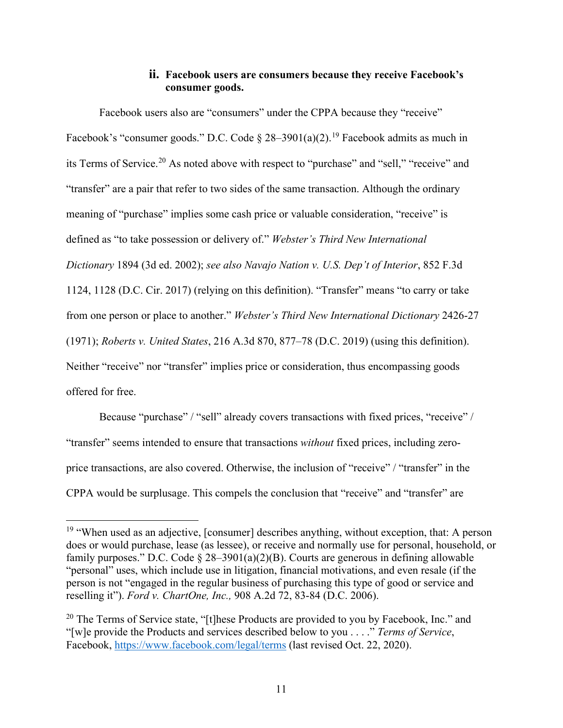### ii. Facebook users are consumers because they receive Facebook's consumer goods.

Facebook users also are "consumers" under the CPPA because they "receive" Facebook's "consumer goods." D.C. Code § 28–3901(a)(2).[19] Facebook admits as much in its Terms of Service.[20] As noted above with respect to "purchase" and "sell," "receive" and "transfer" are a pair that refer to two sides of the same transaction. Although the ordinary meaning of "purchase" implies some cash price or valuable consideration, "receive" is defined as "to take possession or delivery of." *Webster's Third New International Dictionary* 1894 (3d ed. 2002); *see also Navajo Nation v. U.S. Dep't of Interior*, 852 F.3d 1124, 1128 (D.C. Cir. 2017) (relying on this definition). "Transfer" means "to carry or take from one person or place to another." *Webster's Third New International Dictionary* 2426-27 (1971); *Roberts v. United States*, 216 A.3d 870, 877–78 (D.C. 2019) (using this definition). Neither "receive" nor "transfer" implies price or consideration, thus encompassing goods offered for free.

Because "purchase" / "sell" already covers transactions with fixed prices, "receive" / "transfer" seems intended to ensure that transactions *without* fixed prices, including zero-price transactions, are also covered. Otherwise, the inclusion of "receive" / "transfer" in the CPPA would be surplusage. This compels the conclusion that "receive" and "transfer" are

---

[19] "When used as an adjective, [consumer] describes anything, without exception, that: A person does or would purchase, lease (as lessee), or receive and normally use for personal, household, or family purposes." D.C. Code § 28–3901(a)(2)(B). Courts are generous in defining allowable "personal" uses, which include use in litigation, financial motivations, and even resale (if the person is not "engaged in the regular business of purchasing this type of good or service and reselling it"). *Ford v. ChartOne, Inc.,* 908 A.2d 72, 83-84 (D.C. 2006).

[20] The Terms of Service state, "[t]hese Products are provided to you by Facebook, Inc." and "[w]e provide the Products and services described below to you . . . ." *Terms of Service*, Facebook, https://www.facebook.com/legal/terms (last revised Oct. 22, 2020).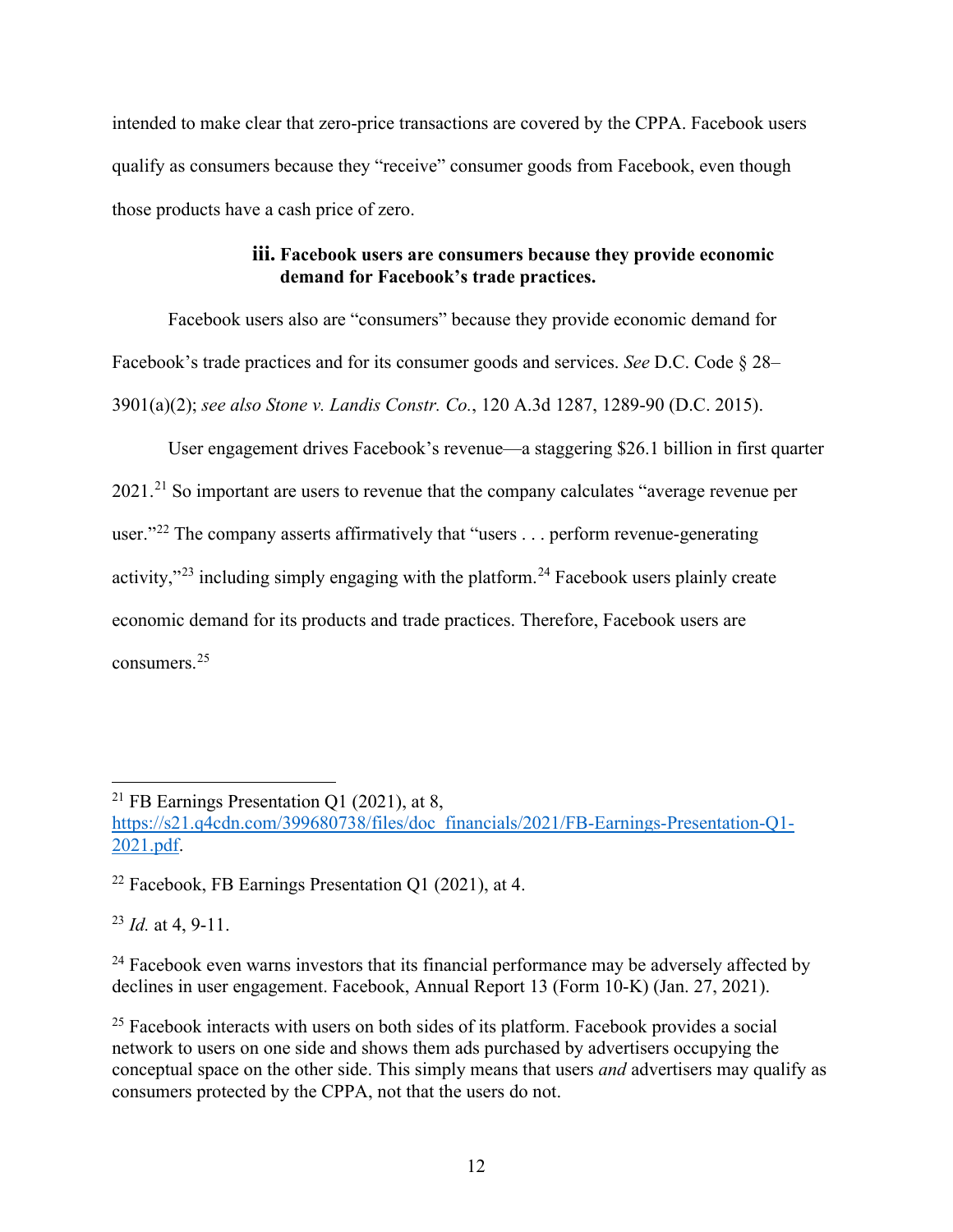intended to make clear that zero-price transactions are covered by the CPPA. Facebook users qualify as consumers because they "receive" consumer goods from Facebook, even though those products have a cash price of zero.

#### iii. Facebook users are consumers because they provide economic demand for Facebook's trade practices.

Facebook users also are "consumers" because they provide economic demand for Facebook's trade practices and for its consumer goods and services. *See* D.C. Code § 28–3901(a)(2); *see also Stone v. Landis Constr. Co.*, 120 A.3d 1287, 1289-90 (D.C. 2015).

User engagement drives Facebook's revenue—a staggering $26.1 billion in first quarter 2021.[21] So important are users to revenue that the company calculates "average revenue per user."[22] The company asserts affirmatively that "users . . . perform revenue-generating activity,"[23] including simply engaging with the platform.[24] Facebook users plainly create economic demand for its products and trade practices. Therefore, Facebook users are consumers.[25]

---

[21] FB Earnings Presentation Q1 (2021), at 8, [https://s21.q4cdn.com/399680738/files/doc_financials/2021/FB-Earnings-Presentation-Q1-2021.pdf](https://s21.q4cdn.com/399680738/files/doc_financials/2021/FB-Earnings-Presentation-Q1-2021.pdf).

[22] Facebook, FB Earnings Presentation Q1 (2021), at 4.

[23] *Id.* at 4, 9-11.

[24] Facebook even warns investors that its financial performance may be adversely affected by declines in user engagement. Facebook, Annual Report 13 (Form 10-K) (Jan. 27, 2021).

[25] Facebook interacts with users on both sides of its platform. Facebook provides a social network to users on one side and shows them ads purchased by advertisers occupying the conceptual space on the other side. This simply means that users *and* advertisers may qualify as consumers protected by the CPPA, not that the users do not.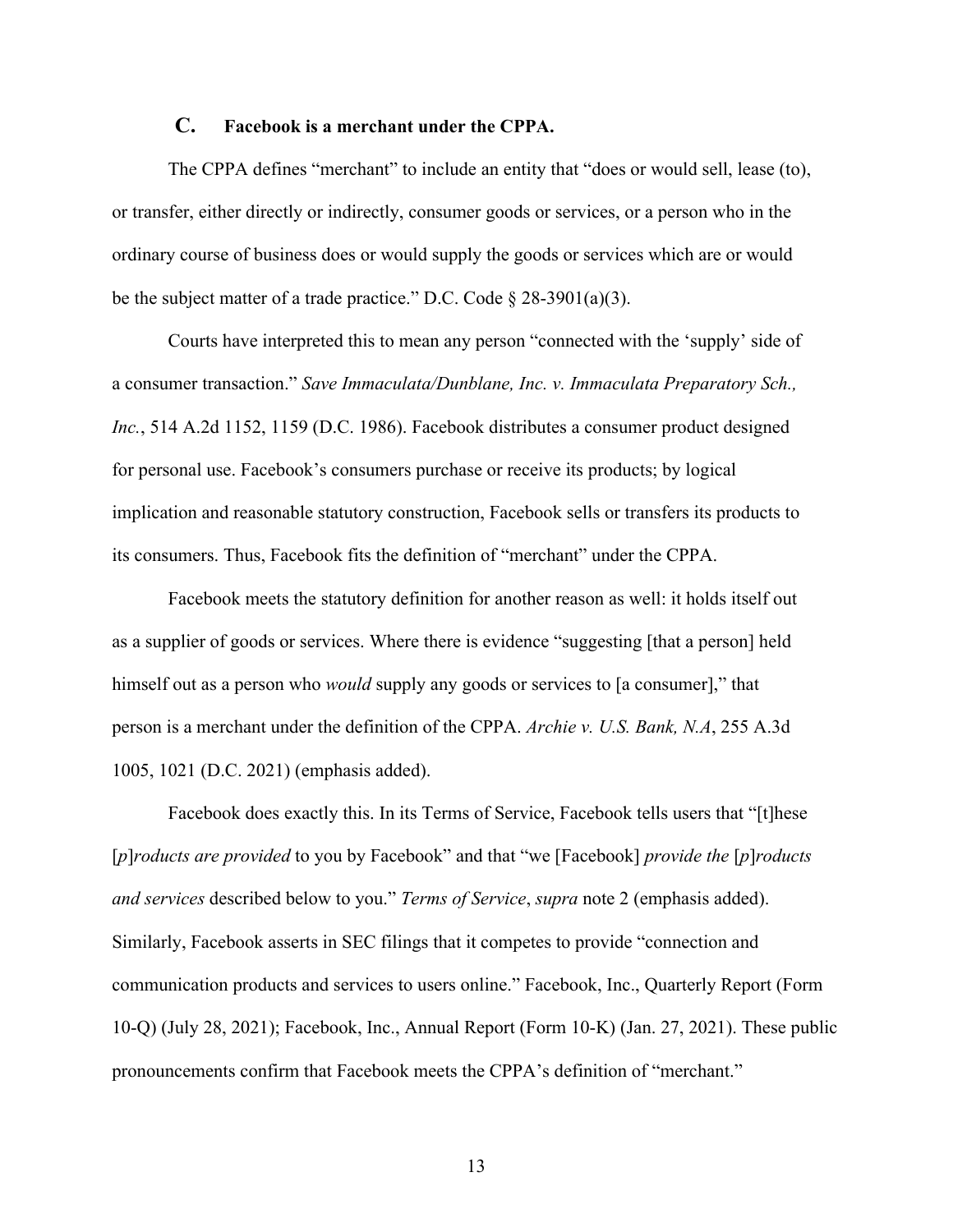### C. **Facebook is a merchant under the CPPA.**

The CPPA defines "merchant" to include an entity that "does or would sell, lease (to), or transfer, either directly or indirectly, consumer goods or services, or a person who in the ordinary course of business does or would supply the goods or services which are or would be the subject matter of a trade practice." D.C. Code § 28-3901(a)(3).

Courts have interpreted this to mean any person "connected with the 'supply' side of a consumer transaction." *Save Immaculata/Dunblane, Inc. v. Immaculata Preparatory Sch., Inc.*, 514 A.2d 1152, 1159 (D.C. 1986). Facebook distributes a consumer product designed for personal use. Facebook's consumers purchase or receive its products; by logical implication and reasonable statutory construction, Facebook sells or transfers its products to its consumers. Thus, Facebook fits the definition of "merchant" under the CPPA.

Facebook meets the statutory definition for another reason as well: it holds itself out as a supplier of goods or services. Where there is evidence "suggesting [that a person] held himself out as a person who *would* supply any goods or services to [a consumer]," that person is a merchant under the definition of the CPPA. *Archie v. U.S. Bank, N.A*, 255 A.3d 1005, 1021 (D.C. 2021) (emphasis added).

Facebook does exactly this. In its Terms of Service, Facebook tells users that "[t]hese [*p*]*roducts are provided* to you by Facebook" and that "we [Facebook] *provide the* [*p*]*roducts and services* described below to you." *Terms of Service*, *supra* note 2 (emphasis added). Similarly, Facebook asserts in SEC filings that it competes to provide "connection and communication products and services to users online." Facebook, Inc., Quarterly Report (Form 10-Q) (July 28, 2021); Facebook, Inc., Annual Report (Form 10-K) (Jan. 27, 2021). These public pronouncements confirm that Facebook meets the CPPA's definition of "merchant."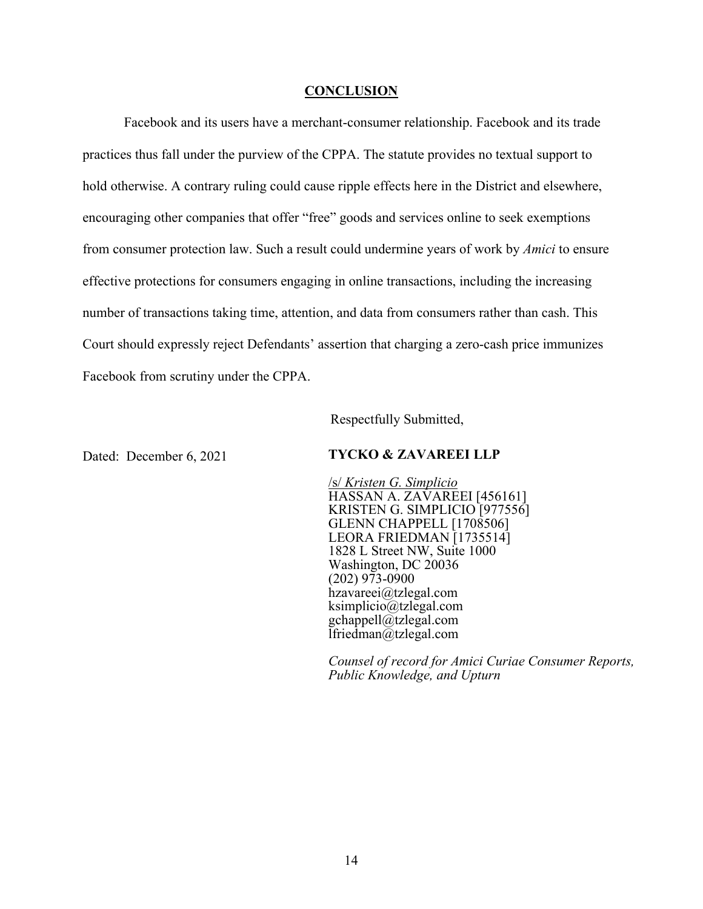## CONCLUSION

Facebook and its users have a merchant-consumer relationship. Facebook and its trade practices thus fall under the purview of the CPPA. The statute provides no textual support to hold otherwise. A contrary ruling could cause ripple effects here in the District and elsewhere, encouraging other companies that offer "free" goods and services online to seek exemptions from consumer protection law. Such a result could undermine years of work by *Amici* to ensure effective protections for consumers engaging in online transactions, including the increasing number of transactions taking time, attention, and data from consumers rather than cash. This Court should expressly reject Defendants' assertion that charging a zero-cash price immunizes Facebook from scrutiny under the CPPA.

Respectfully Submitted,

Dated: December 6, 2021

**TYCKO & ZAVAREEI LLP**

/s/ *Kristen G. Simplicio*
HASSAN A. ZAVAREEI [456161]
KRISTEN G. SIMPLICIO [977556]
GLENN CHAPPELL [1708506]
LEORA FRIEDMAN [1735514]
1828 L Street NW, Suite 1000
Washington, DC 20036
(202) 973-0900
hzavareei@tzlegal.com
ksimplicio@tzlegal.com
gchappell@tzlegal.com
lfriedman@tzlegal.com

*Counsel of record for Amici Curiae Consumer Reports, Public Knowledge, and Upturn*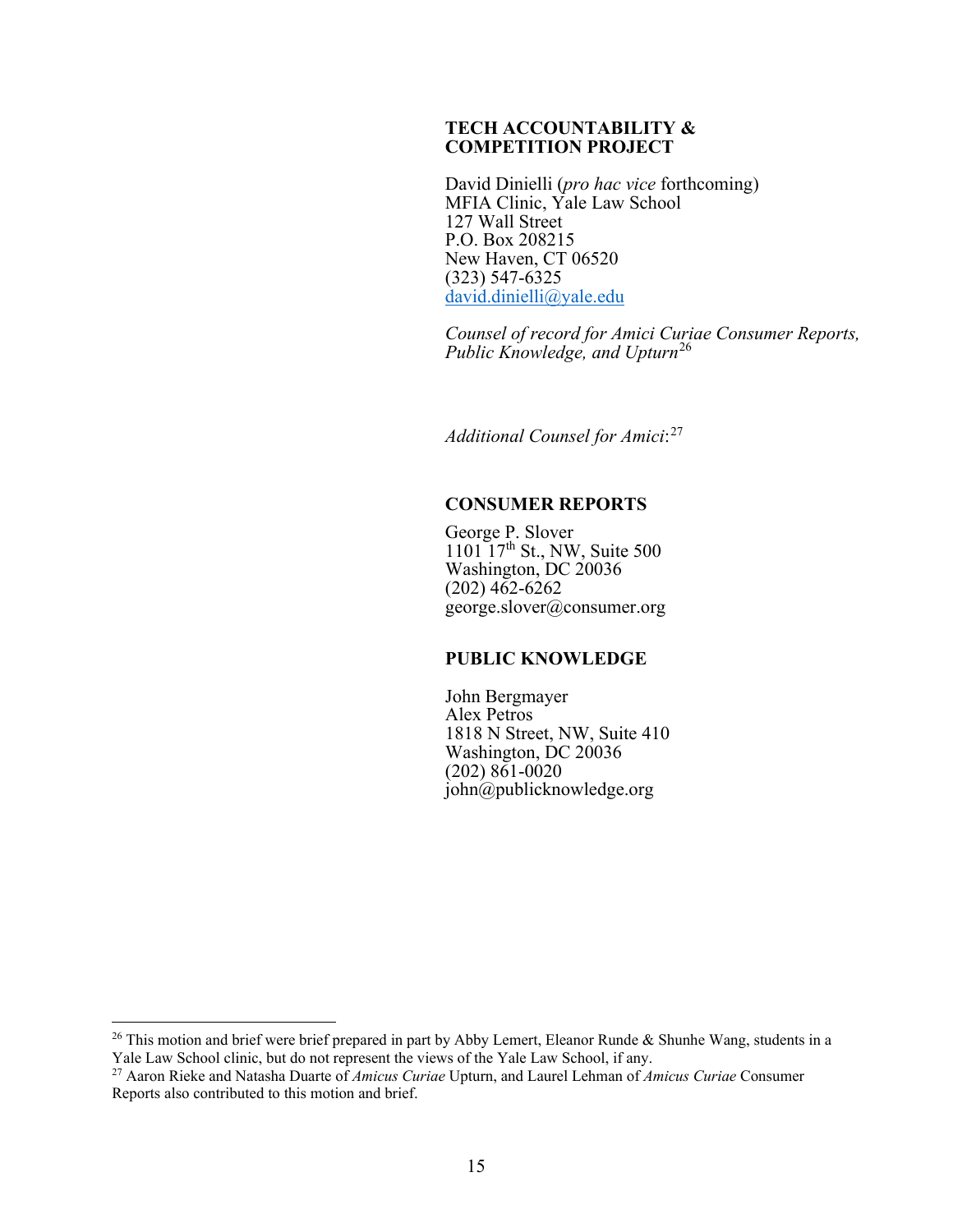**TECH ACCOUNTABILITY & COMPETITION PROJECT**

David Dinielli (*pro hac vice* forthcoming)
MFIA Clinic, Yale Law School
127 Wall Street
P.O. Box 208215
New Haven, CT 06520
(323) 547-6325
david.dinielli@yale.edu

*Counsel of record for Amici Curiae Consumer Reports, Public Knowledge, and Upturn*[26]

*Additional Counsel for Amici*:[27]

**CONSUMER REPORTS**

George P. Slover
1101 17th St., NW, Suite 500
Washington, DC 20036
(202) 462-6262
george.slover@consumer.org

**PUBLIC KNOWLEDGE**

John Bergmayer
Alex Petros
1818 N Street, NW, Suite 410
Washington, DC 20036
(202) 861-0020
john@publicknowledge.org

---

[26] This motion and brief were brief prepared in part by Abby Lemert, Eleanor Runde & Shunhe Wang, students in a Yale Law School clinic, but do not represent the views of the Yale Law School, if any.

[27] Aaron Rieke and Natasha Duarte of *Amicus Curiae* Upturn, and Laurel Lehman of *Amicus Curiae* Consumer Reports also contributed to this motion and brief.